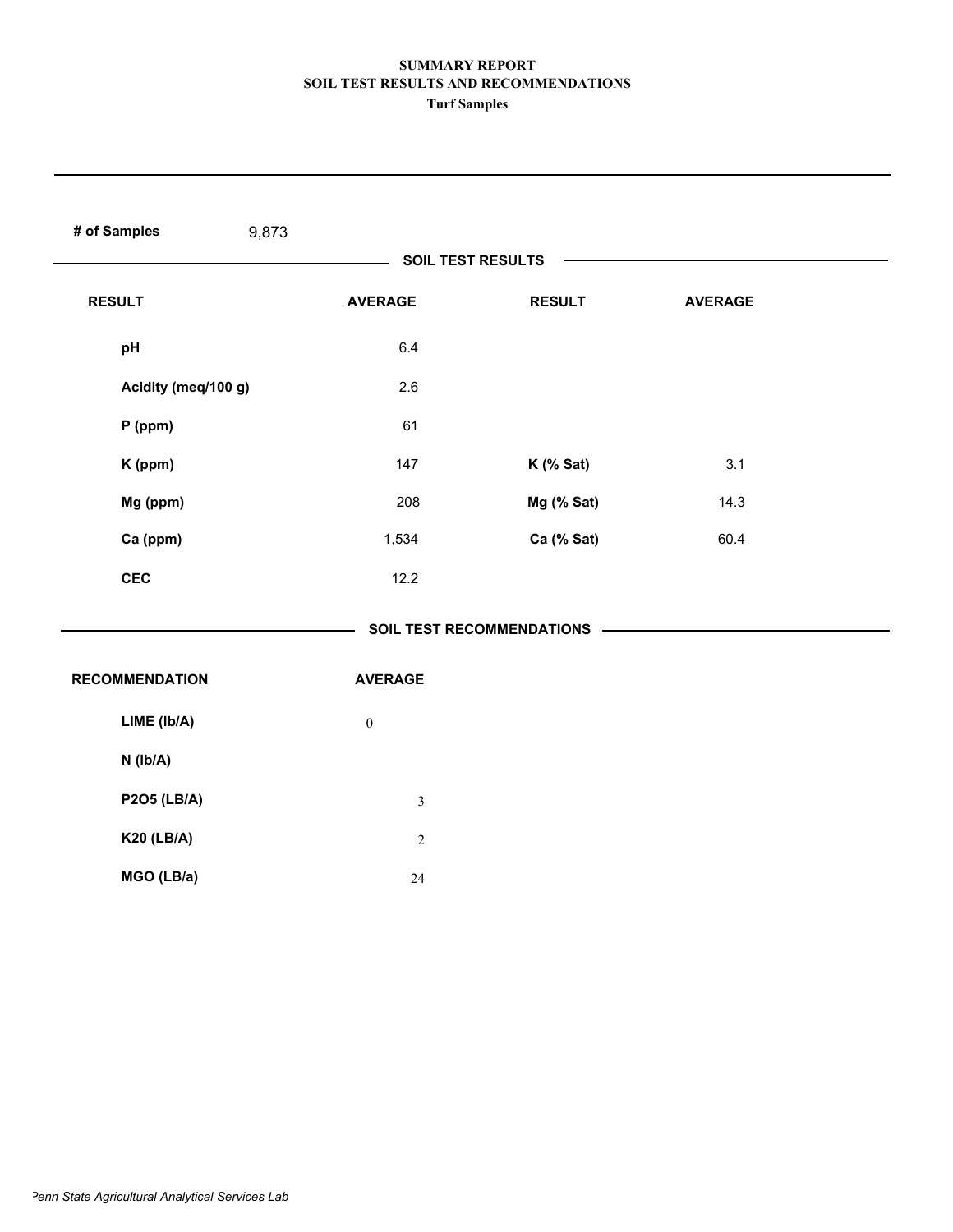# SUMMARY REPORT
## SOIL TEST RESULTS AND RECOMMENDATIONS
### Turf Samples

**# of Samples** 9,873

**SOIL TEST RESULTS**

| RESULT | AVERAGE | RESULT | AVERAGE |
|---|---|---|---|
| pH | 6.4 | | |
| Acidity (meq/100 g) | 2.6 | | |
| P (ppm) | 61 | | |
| K (ppm) | 147 | K (% Sat) | 3.1 |
| Mg (ppm) | 208 | Mg (% Sat) | 14.3 |
| Ca (ppm) | 1,534 | Ca (% Sat) | 60.4 |
| CEC | 12.2 | | |

**SOIL TEST RECOMMENDATIONS**

| RECOMMENDATION | AVERAGE |
|---|---|
| LIME (lb/A) | 0 |
| N (lb/A) | |
| P2O5 (LB/A) | 3 |
| K20 (LB/A) | 2 |
| MGO (LB/a) | 24 |

*Penn State Agricultural Analytical Services Lab*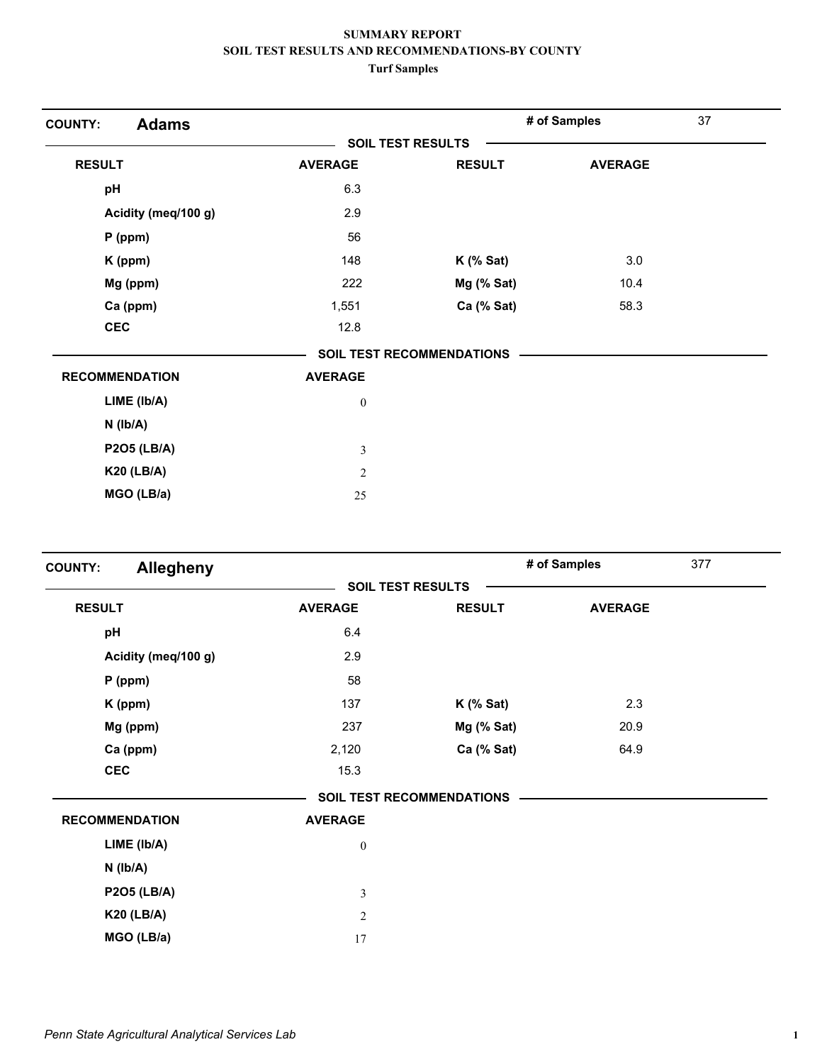# SUMMARY REPORT
## SOIL TEST RESULTS AND RECOMMENDATIONS-BY COUNTY
### Turf Samples

**COUNTY: Adams** | **# of Samples** 37

**SOIL TEST RESULTS**

| RESULT | AVERAGE | RESULT | AVERAGE |
|---|---|---|---|
| pH | 6.3 | | |
| Acidity (meq/100 g) | 2.9 | | |
| P (ppm) | 56 | | |
| K (ppm) | 148 | K (% Sat) | 3.0 |
| Mg (ppm) | 222 | Mg (% Sat) | 10.4 |
| Ca (ppm) | 1,551 | Ca (% Sat) | 58.3 |
| CEC | 12.8 | | |

**SOIL TEST RECOMMENDATIONS**

| RECOMMENDATION | AVERAGE |
|---|---|
| LIME (lb/A) | 0 |
| N (lb/A) | |
| P2O5 (LB/A) | 3 |
| K20 (LB/A) | 2 |
| MGO (LB/a) | 25 |

**COUNTY: Allegheny** | **# of Samples** 377

**SOIL TEST RESULTS**

| RESULT | AVERAGE | RESULT | AVERAGE |
|---|---|---|---|
| pH | 6.4 | | |
| Acidity (meq/100 g) | 2.9 | | |
| P (ppm) | 58 | | |
| K (ppm) | 137 | K (% Sat) | 2.3 |
| Mg (ppm) | 237 | Mg (% Sat) | 20.9 |
| Ca (ppm) | 2,120 | Ca (% Sat) | 64.9 |
| CEC | 15.3 | | |

**SOIL TEST RECOMMENDATIONS**

| RECOMMENDATION | AVERAGE |
|---|---|
| LIME (lb/A) | 0 |
| N (lb/A) | |
| P2O5 (LB/A) | 3 |
| K20 (LB/A) | 2 |
| MGO (LB/a) | 17 |

*Penn State Agricultural Analytical Services Lab*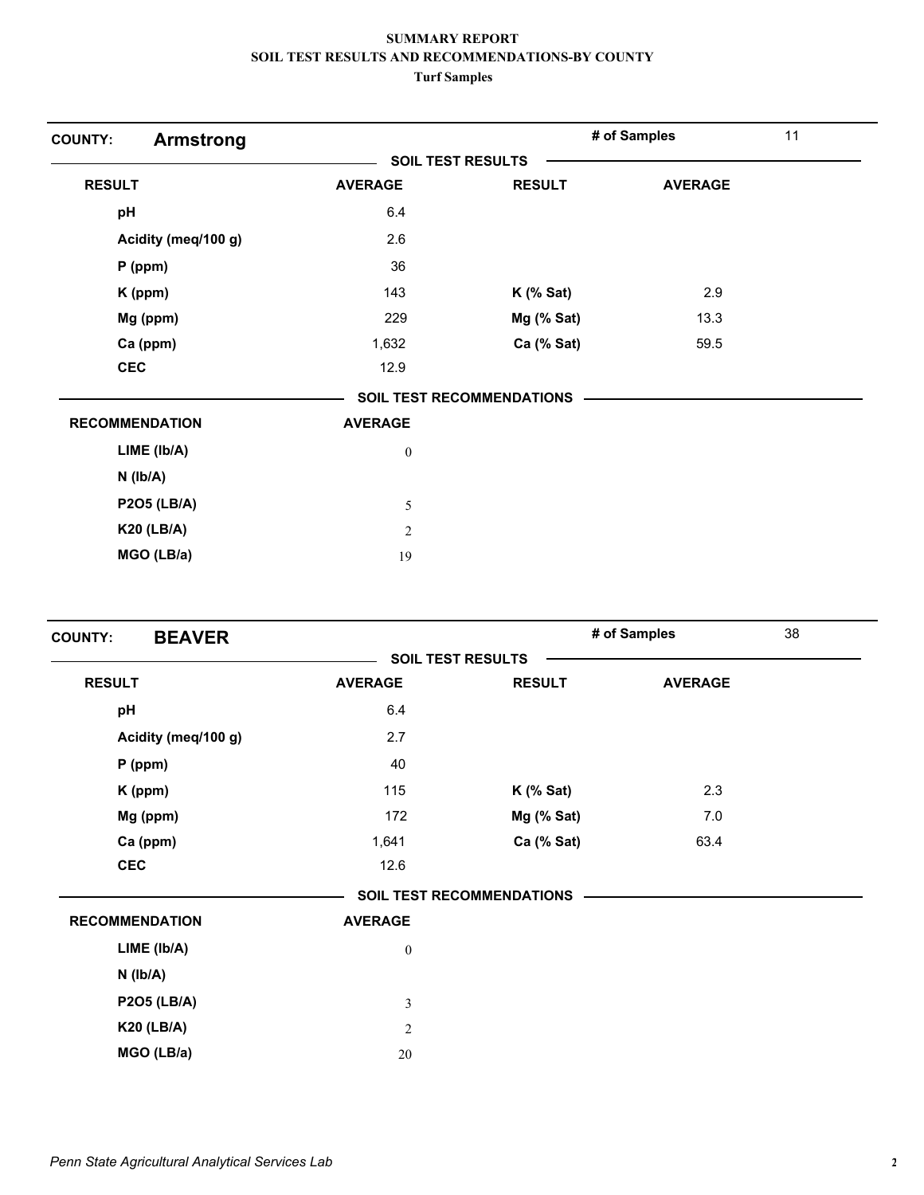**SUMMARY REPORT**
**SOIL TEST RESULTS AND RECOMMENDATIONS-BY COUNTY**
**Turf Samples**

**COUNTY: Armstrong** — **# of Samples** 11

**SOIL TEST RESULTS**

| RESULT | AVERAGE | RESULT | AVERAGE |
|---|---|---|---|
| pH | 6.4 | | |
| Acidity (meq/100 g) | 2.6 | | |
| P (ppm) | 36 | | |
| K (ppm) | 143 | K (% Sat) | 2.9 |
| Mg (ppm) | 229 | Mg (% Sat) | 13.3 |
| Ca (ppm) | 1,632 | Ca (% Sat) | 59.5 |
| CEC | 12.9 | | |

**SOIL TEST RECOMMENDATIONS**

| RECOMMENDATION | AVERAGE |
|---|---|
| LIME (lb/A) | 0 |
| N (lb/A) | |
| P2O5 (LB/A) | 5 |
| K20 (LB/A) | 2 |
| MGO (LB/a) | 19 |

**COUNTY: BEAVER** — **# of Samples** 38

**SOIL TEST RESULTS**

| RESULT | AVERAGE | RESULT | AVERAGE |
|---|---|---|---|
| pH | 6.4 | | |
| Acidity (meq/100 g) | 2.7 | | |
| P (ppm) | 40 | | |
| K (ppm) | 115 | K (% Sat) | 2.3 |
| Mg (ppm) | 172 | Mg (% Sat) | 7.0 |
| Ca (ppm) | 1,641 | Ca (% Sat) | 63.4 |
| CEC | 12.6 | | |

**SOIL TEST RECOMMENDATIONS**

| RECOMMENDATION | AVERAGE |
|---|---|
| LIME (lb/A) | 0 |
| N (lb/A) | |
| P2O5 (LB/A) | 3 |
| K20 (LB/A) | 2 |
| MGO (LB/a) | 20 |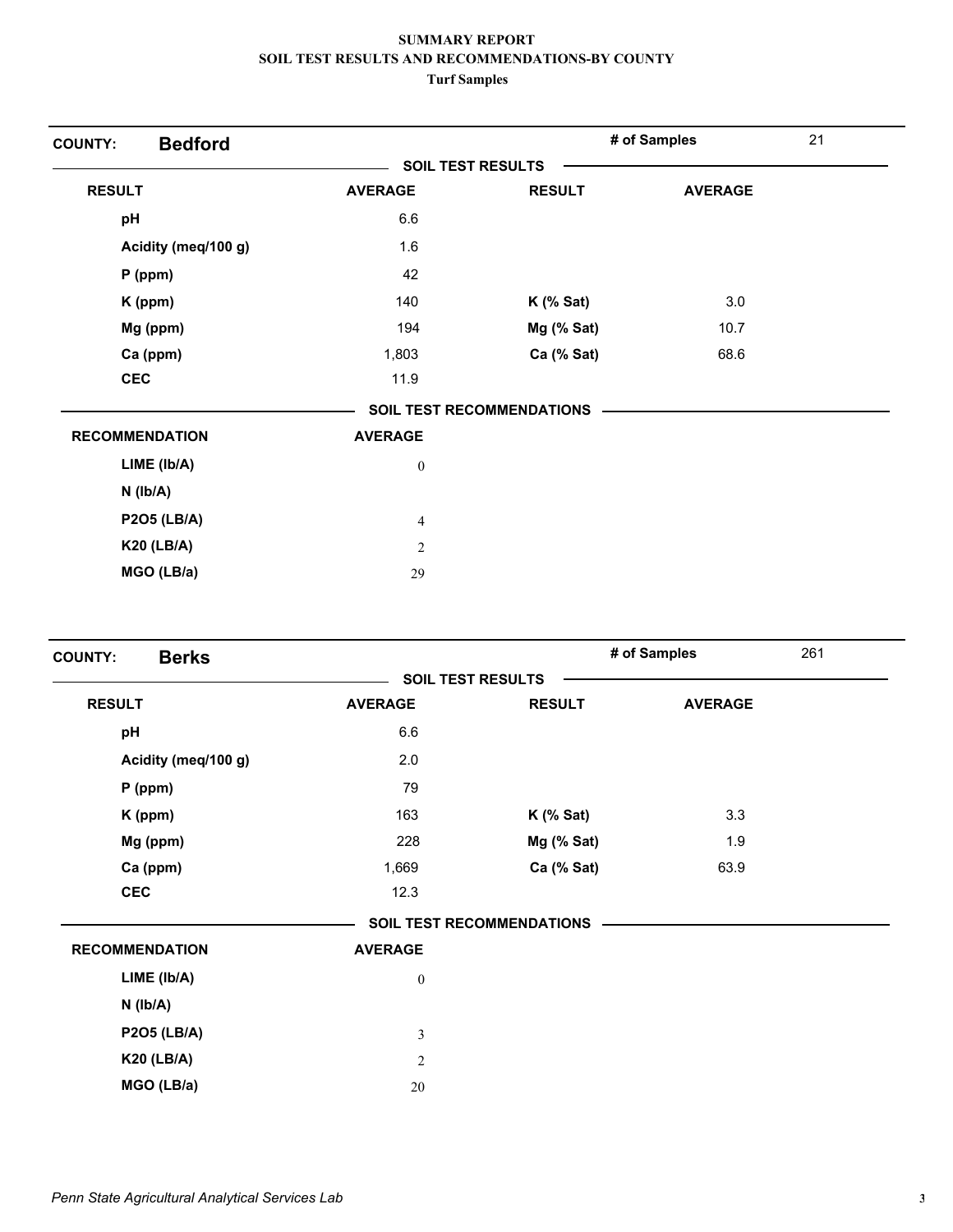# SUMMARY REPORT
## SOIL TEST RESULTS AND RECOMMENDATIONS-BY COUNTY
### Turf Samples

**COUNTY: Bedford** — # of Samples: 21

**SOIL TEST RESULTS**

| RESULT | AVERAGE | RESULT | AVERAGE |
|---|---|---|---|
| pH | 6.6 | | |
| Acidity (meq/100 g) | 1.6 | | |
| P (ppm) | 42 | | |
| K (ppm) | 140 | K (% Sat) | 3.0 |
| Mg (ppm) | 194 | Mg (% Sat) | 10.7 |
| Ca (ppm) | 1,803 | Ca (% Sat) | 68.6 |
| CEC | 11.9 | | |

**SOIL TEST RECOMMENDATIONS**

| RECOMMENDATION | AVERAGE |
|---|---|
| LIME (lb/A) | 0 |
| N (lb/A) | |
| P2O5 (LB/A) | 4 |
| K20 (LB/A) | 2 |
| MGO (LB/a) | 29 |

**COUNTY: Berks** — # of Samples: 261

**SOIL TEST RESULTS**

| RESULT | AVERAGE | RESULT | AVERAGE |
|---|---|---|---|
| pH | 6.6 | | |
| Acidity (meq/100 g) | 2.0 | | |
| P (ppm) | 79 | | |
| K (ppm) | 163 | K (% Sat) | 3.3 |
| Mg (ppm) | 228 | Mg (% Sat) | 1.9 |
| Ca (ppm) | 1,669 | Ca (% Sat) | 63.9 |
| CEC | 12.3 | | |

**SOIL TEST RECOMMENDATIONS**

| RECOMMENDATION | AVERAGE |
|---|---|
| LIME (lb/A) | 0 |
| N (lb/A) | |
| P2O5 (LB/A) | 3 |
| K20 (LB/A) | 2 |
| MGO (LB/a) | 20 |

*Penn State Agricultural Analytical Services Lab*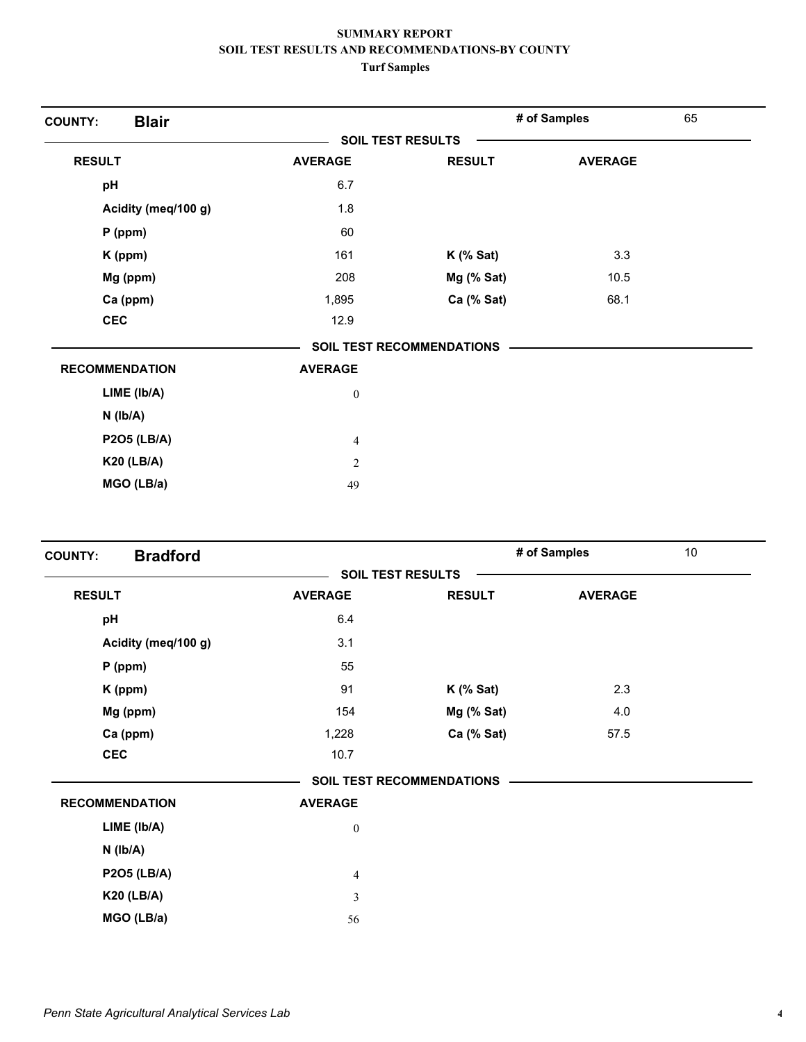**SUMMARY REPORT**
**SOIL TEST RESULTS AND RECOMMENDATIONS-BY COUNTY**
**Turf Samples**

## COUNTY: Blair

**# of Samples** 65

**SOIL TEST RESULTS**

| RESULT | AVERAGE | RESULT | AVERAGE |
|---|---|---|---|
| pH | 6.7 | | |
| Acidity (meq/100 g) | 1.8 | | |
| P (ppm) | 60 | | |
| K (ppm) | 161 | K (% Sat) | 3.3 |
| Mg (ppm) | 208 | Mg (% Sat) | 10.5 |
| Ca (ppm) | 1,895 | Ca (% Sat) | 68.1 |
| CEC | 12.9 | | |

**SOIL TEST RECOMMENDATIONS**

| RECOMMENDATION | AVERAGE |
|---|---|
| LIME (lb/A) | 0 |
| N (lb/A) | |
| P2O5 (LB/A) | 4 |
| K20 (LB/A) | 2 |
| MGO (LB/a) | 49 |

## COUNTY: Bradford

**# of Samples** 10

**SOIL TEST RESULTS**

| RESULT | AVERAGE | RESULT | AVERAGE |
|---|---|---|---|
| pH | 6.4 | | |
| Acidity (meq/100 g) | 3.1 | | |
| P (ppm) | 55 | | |
| K (ppm) | 91 | K (% Sat) | 2.3 |
| Mg (ppm) | 154 | Mg (% Sat) | 4.0 |
| Ca (ppm) | 1,228 | Ca (% Sat) | 57.5 |
| CEC | 10.7 | | |

**SOIL TEST RECOMMENDATIONS**

| RECOMMENDATION | AVERAGE |
|---|---|
| LIME (lb/A) | 0 |
| N (lb/A) | |
| P2O5 (LB/A) | 4 |
| K20 (LB/A) | 3 |
| MGO (LB/a) | 56 |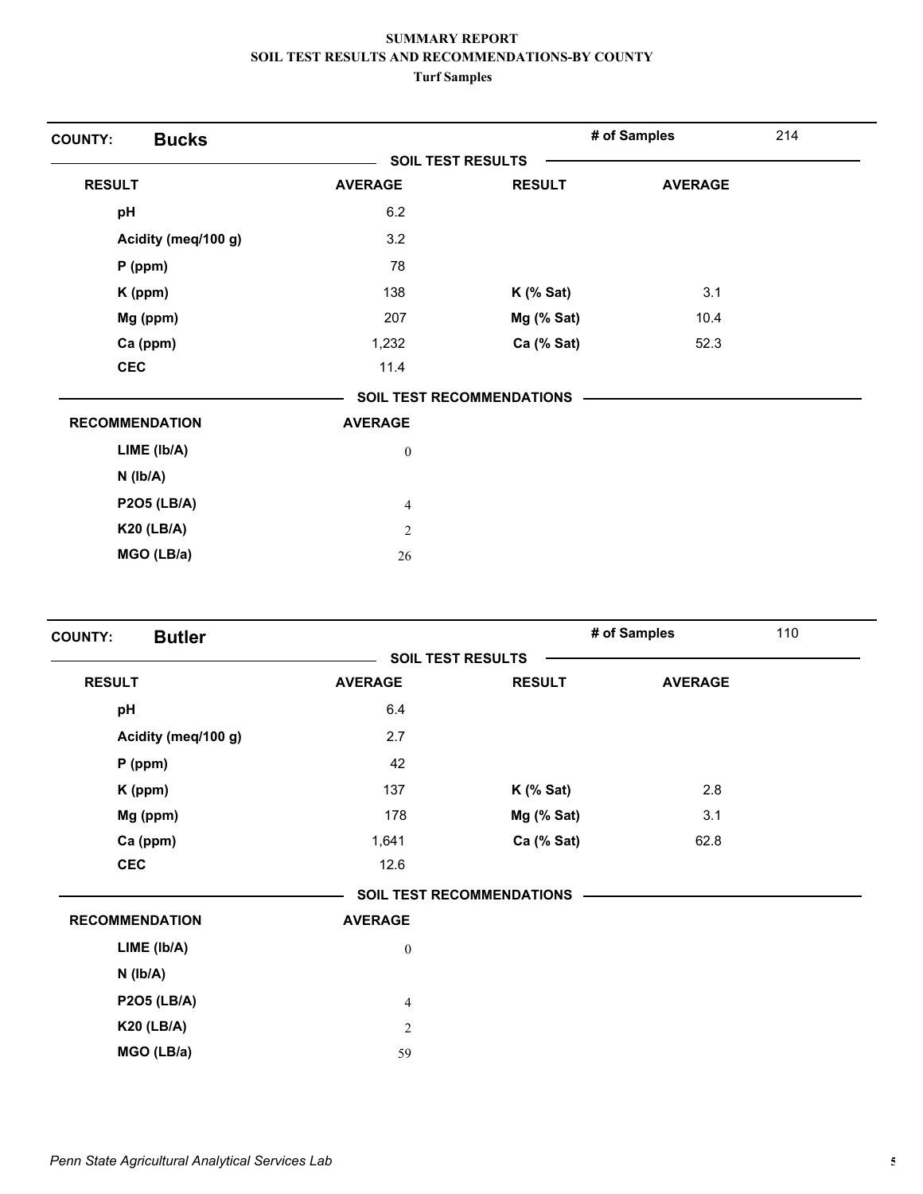**SUMMARY REPORT**
**SOIL TEST RESULTS AND RECOMMENDATIONS-BY COUNTY**
**Turf Samples**

## COUNTY: Bucks

**# of Samples** 214

**SOIL TEST RESULTS**

| RESULT | AVERAGE | RESULT | AVERAGE |
|---|---|---|---|
| pH | 6.2 | | |
| Acidity (meq/100 g) | 3.2 | | |
| P (ppm) | 78 | | |
| K (ppm) | 138 | K (% Sat) | 3.1 |
| Mg (ppm) | 207 | Mg (% Sat) | 10.4 |
| Ca (ppm) | 1,232 | Ca (% Sat) | 52.3 |
| CEC | 11.4 | | |

**SOIL TEST RECOMMENDATIONS**

| RECOMMENDATION | AVERAGE |
|---|---|
| LIME (lb/A) | 0 |
| N (lb/A) | |
| P2O5 (LB/A) | 4 |
| K20 (LB/A) | 2 |
| MGO (LB/a) | 26 |

## COUNTY: Butler

**# of Samples** 110

**SOIL TEST RESULTS**

| RESULT | AVERAGE | RESULT | AVERAGE |
|---|---|---|---|
| pH | 6.4 | | |
| Acidity (meq/100 g) | 2.7 | | |
| P (ppm) | 42 | | |
| K (ppm) | 137 | K (% Sat) | 2.8 |
| Mg (ppm) | 178 | Mg (% Sat) | 3.1 |
| Ca (ppm) | 1,641 | Ca (% Sat) | 62.8 |
| CEC | 12.6 | | |

**SOIL TEST RECOMMENDATIONS**

| RECOMMENDATION | AVERAGE |
|---|---|
| LIME (lb/A) | 0 |
| N (lb/A) | |
| P2O5 (LB/A) | 4 |
| K20 (LB/A) | 2 |
| MGO (LB/a) | 59 |

*Penn State Agricultural Analytical Services Lab*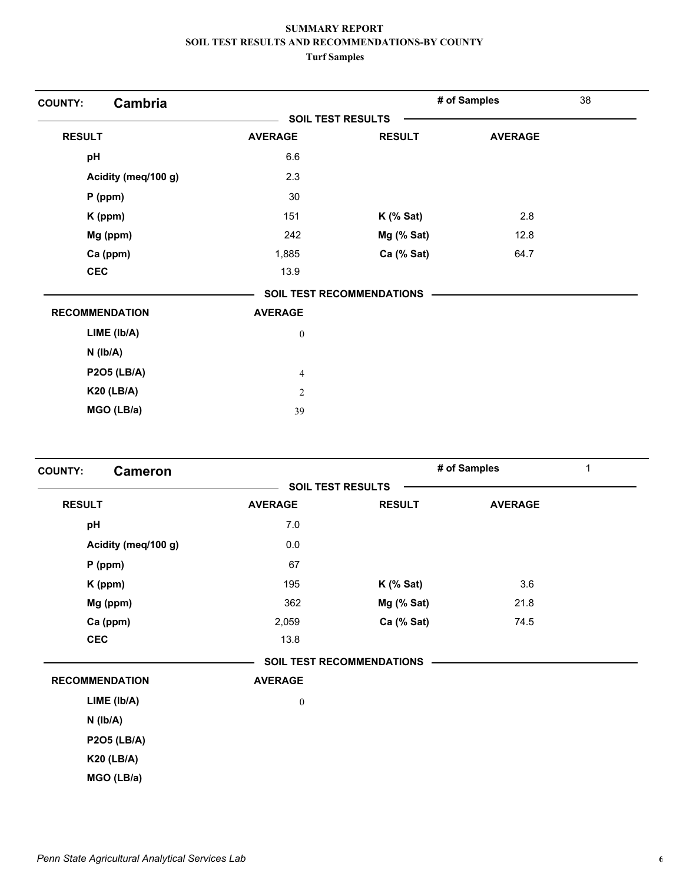**SUMMARY REPORT**
**SOIL TEST RESULTS AND RECOMMENDATIONS-BY COUNTY**
**Turf Samples**

## COUNTY: Cambria

**# of Samples** 38

**SOIL TEST RESULTS**

| RESULT | AVERAGE | RESULT | AVERAGE |
|---|---|---|---|
| pH | 6.6 | | |
| Acidity (meq/100 g) | 2.3 | | |
| P (ppm) | 30 | | |
| K (ppm) | 151 | K (% Sat) | 2.8 |
| Mg (ppm) | 242 | Mg (% Sat) | 12.8 |
| Ca (ppm) | 1,885 | Ca (% Sat) | 64.7 |
| CEC | 13.9 | | |

**SOIL TEST RECOMMENDATIONS**

| RECOMMENDATION | AVERAGE |
|---|---|
| LIME (lb/A) | 0 |
| N (lb/A) | |
| P2O5 (LB/A) | 4 |
| K20 (LB/A) | 2 |
| MGO (LB/a) | 39 |

## COUNTY: Cameron

**# of Samples** 1

**SOIL TEST RESULTS**

| RESULT | AVERAGE | RESULT | AVERAGE |
|---|---|---|---|
| pH | 7.0 | | |
| Acidity (meq/100 g) | 0.0 | | |
| P (ppm) | 67 | | |
| K (ppm) | 195 | K (% Sat) | 3.6 |
| Mg (ppm) | 362 | Mg (% Sat) | 21.8 |
| Ca (ppm) | 2,059 | Ca (% Sat) | 74.5 |
| CEC | 13.8 | | |

**SOIL TEST RECOMMENDATIONS**

| RECOMMENDATION | AVERAGE |
|---|---|
| LIME (lb/A) | 0 |
| N (lb/A) | |
| P2O5 (LB/A) | |
| K20 (LB/A) | |
| MGO (LB/a) | |

*Penn State Agricultural Analytical Services Lab*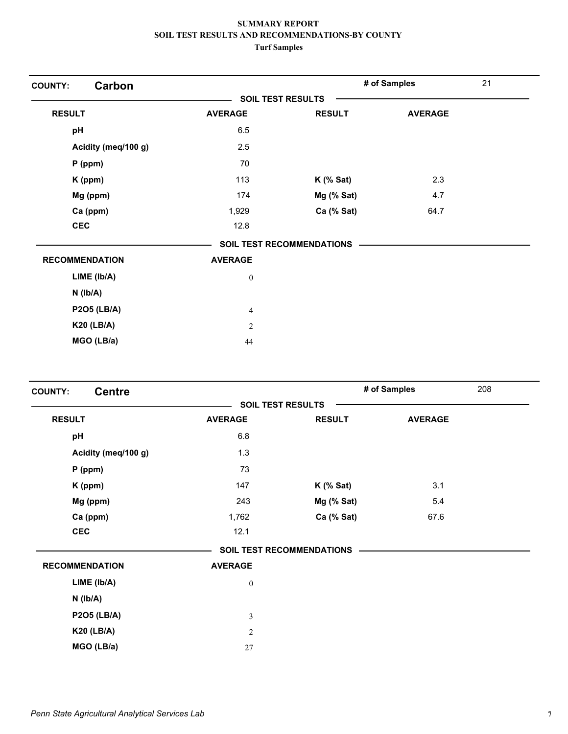**SUMMARY REPORT**
**SOIL TEST RESULTS AND RECOMMENDATIONS-BY COUNTY**
**Turf Samples**

**COUNTY: Carbon** — **# of Samples** 21

**SOIL TEST RESULTS**

| RESULT | AVERAGE | RESULT | AVERAGE |
|---|---|---|---|
| pH | 6.5 | | |
| Acidity (meq/100 g) | 2.5 | | |
| P (ppm) | 70 | | |
| K (ppm) | 113 | K (% Sat) | 2.3 |
| Mg (ppm) | 174 | Mg (% Sat) | 4.7 |
| Ca (ppm) | 1,929 | Ca (% Sat) | 64.7 |
| CEC | 12.8 | | |

**SOIL TEST RECOMMENDATIONS**

| RECOMMENDATION | AVERAGE |
|---|---|
| LIME (lb/A) | 0 |
| N (lb/A) | |
| P2O5 (LB/A) | 4 |
| K20 (LB/A) | 2 |
| MGO (LB/a) | 44 |

**COUNTY: Centre** — **# of Samples** 208

**SOIL TEST RESULTS**

| RESULT | AVERAGE | RESULT | AVERAGE |
|---|---|---|---|
| pH | 6.8 | | |
| Acidity (meq/100 g) | 1.3 | | |
| P (ppm) | 73 | | |
| K (ppm) | 147 | K (% Sat) | 3.1 |
| Mg (ppm) | 243 | Mg (% Sat) | 5.4 |
| Ca (ppm) | 1,762 | Ca (% Sat) | 67.6 |
| CEC | 12.1 | | |

**SOIL TEST RECOMMENDATIONS**

| RECOMMENDATION | AVERAGE |
|---|---|
| LIME (lb/A) | 0 |
| N (lb/A) | |
| P2O5 (LB/A) | 3 |
| K20 (LB/A) | 2 |
| MGO (LB/a) | 27 |

*Penn State Agricultural Analytical Services Lab*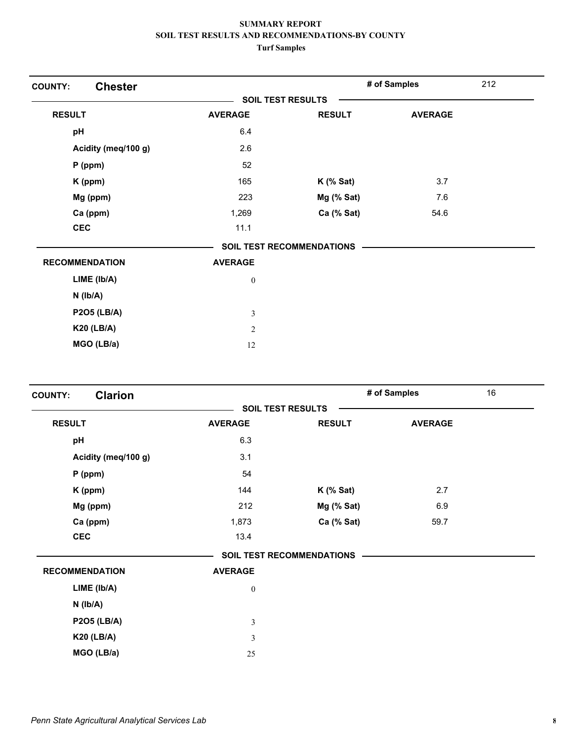**SUMMARY REPORT**
**SOIL TEST RESULTS AND RECOMMENDATIONS-BY COUNTY**
**Turf Samples**

**COUNTY: Chester** — # of Samples: 212

**SOIL TEST RESULTS**

| RESULT | AVERAGE | RESULT | AVERAGE |
|---|---|---|---|
| pH | 6.4 | | |
| Acidity (meq/100 g) | 2.6 | | |
| P (ppm) | 52 | | |
| K (ppm) | 165 | K (% Sat) | 3.7 |
| Mg (ppm) | 223 | Mg (% Sat) | 7.6 |
| Ca (ppm) | 1,269 | Ca (% Sat) | 54.6 |
| CEC | 11.1 | | |

**SOIL TEST RECOMMENDATIONS**

| RECOMMENDATION | AVERAGE |
|---|---|
| LIME (lb/A) | 0 |
| N (lb/A) | |
| P2O5 (LB/A) | 3 |
| K20 (LB/A) | 2 |
| MGO (LB/a) | 12 |

**COUNTY: Clarion** — # of Samples: 16

**SOIL TEST RESULTS**

| RESULT | AVERAGE | RESULT | AVERAGE |
|---|---|---|---|
| pH | 6.3 | | |
| Acidity (meq/100 g) | 3.1 | | |
| P (ppm) | 54 | | |
| K (ppm) | 144 | K (% Sat) | 2.7 |
| Mg (ppm) | 212 | Mg (% Sat) | 6.9 |
| Ca (ppm) | 1,873 | Ca (% Sat) | 59.7 |
| CEC | 13.4 | | |

**SOIL TEST RECOMMENDATIONS**

| RECOMMENDATION | AVERAGE |
|---|---|
| LIME (lb/A) | 0 |
| N (lb/A) | |
| P2O5 (LB/A) | 3 |
| K20 (LB/A) | 3 |
| MGO (LB/a) | 25 |

*Penn State Agricultural Analytical Services Lab*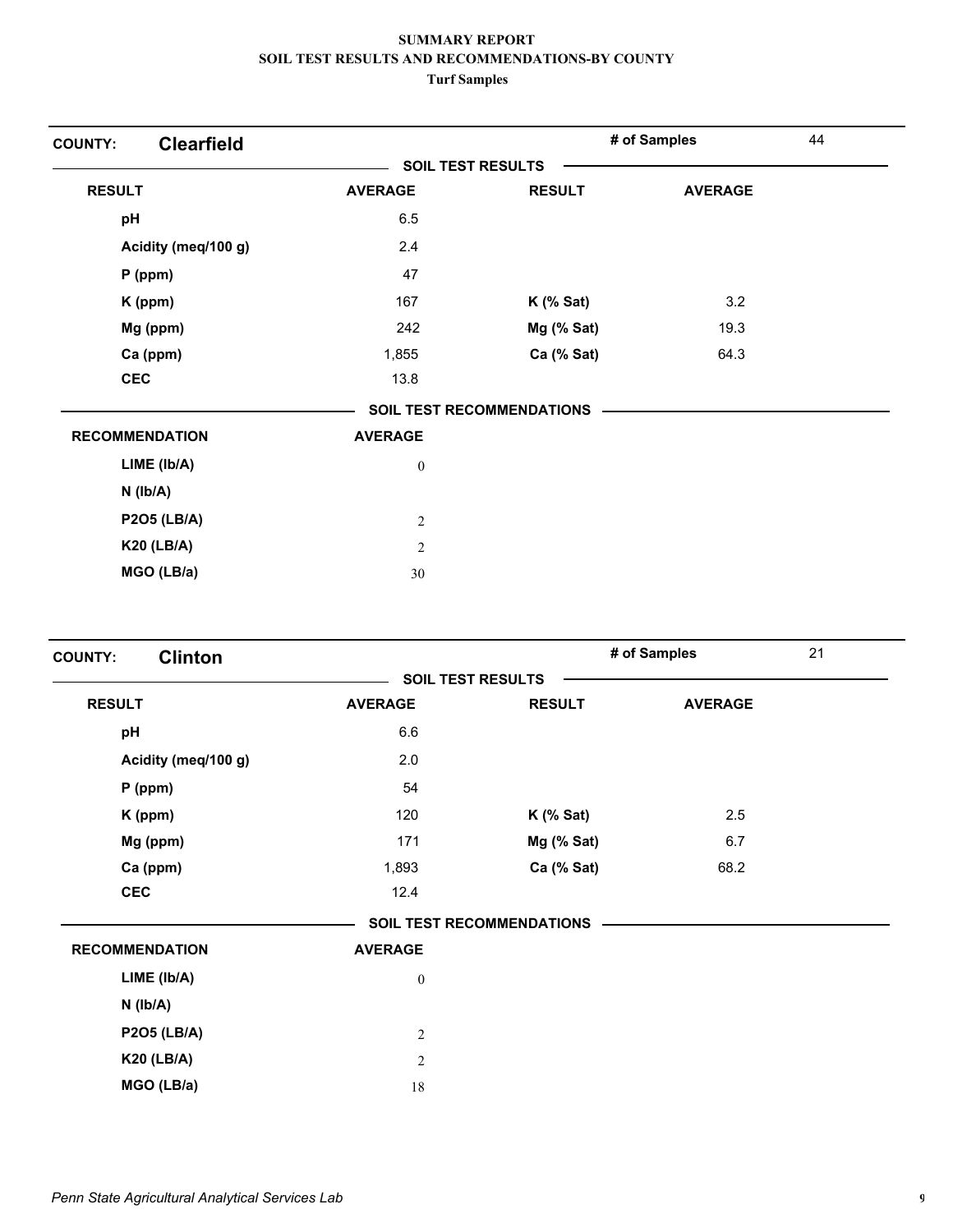**SUMMARY REPORT**
**SOIL TEST RESULTS AND RECOMMENDATIONS-BY COUNTY**
**Turf Samples**

## COUNTY: Clearfield

**# of Samples** 44

**SOIL TEST RESULTS**

| RESULT | AVERAGE | RESULT | AVERAGE |
|---|---|---|---|
| pH | 6.5 | | |
| Acidity (meq/100 g) | 2.4 | | |
| P (ppm) | 47 | | |
| K (ppm) | 167 | K (% Sat) | 3.2 |
| Mg (ppm) | 242 | Mg (% Sat) | 19.3 |
| Ca (ppm) | 1,855 | Ca (% Sat) | 64.3 |
| CEC | 13.8 | | |

**SOIL TEST RECOMMENDATIONS**

| RECOMMENDATION | AVERAGE |
|---|---|
| LIME (lb/A) | 0 |
| N (lb/A) | |
| P2O5 (LB/A) | 2 |
| K20 (LB/A) | 2 |
| MGO (LB/a) | 30 |

## COUNTY: Clinton

**# of Samples** 21

**SOIL TEST RESULTS**

| RESULT | AVERAGE | RESULT | AVERAGE |
|---|---|---|---|
| pH | 6.6 | | |
| Acidity (meq/100 g) | 2.0 | | |
| P (ppm) | 54 | | |
| K (ppm) | 120 | K (% Sat) | 2.5 |
| Mg (ppm) | 171 | Mg (% Sat) | 6.7 |
| Ca (ppm) | 1,893 | Ca (% Sat) | 68.2 |
| CEC | 12.4 | | |

**SOIL TEST RECOMMENDATIONS**

| RECOMMENDATION | AVERAGE |
|---|---|
| LIME (lb/A) | 0 |
| N (lb/A) | |
| P2O5 (LB/A) | 2 |
| K20 (LB/A) | 2 |
| MGO (LB/a) | 18 |

*Penn State Agricultural Analytical Services Lab*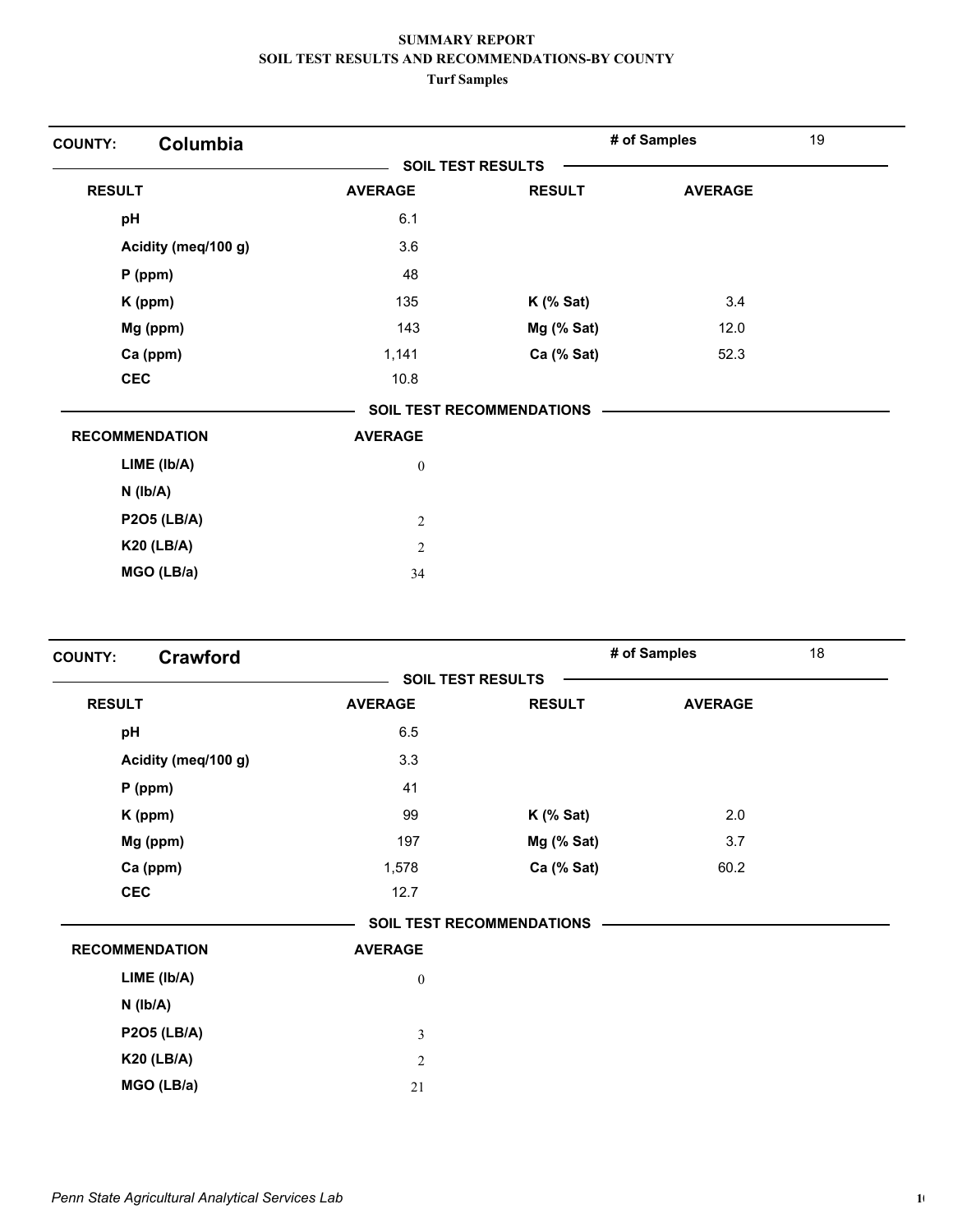**SUMMARY REPORT**
**SOIL TEST RESULTS AND RECOMMENDATIONS-BY COUNTY**
**Turf Samples**

**COUNTY: Columbia** — # of Samples: 19

**SOIL TEST RESULTS**

| RESULT | AVERAGE | RESULT | AVERAGE |
|---|---|---|---|
| pH | 6.1 | | |
| Acidity (meq/100 g) | 3.6 | | |
| P (ppm) | 48 | | |
| K (ppm) | 135 | K (% Sat) | 3.4 |
| Mg (ppm) | 143 | Mg (% Sat) | 12.0 |
| Ca (ppm) | 1,141 | Ca (% Sat) | 52.3 |
| CEC | 10.8 | | |

**SOIL TEST RECOMMENDATIONS**

| RECOMMENDATION | AVERAGE |
|---|---|
| LIME (lb/A) | 0 |
| N (lb/A) | |
| P2O5 (LB/A) | 2 |
| K20 (LB/A) | 2 |
| MGO (LB/a) | 34 |

**COUNTY: Crawford** — # of Samples: 18

**SOIL TEST RESULTS**

| RESULT | AVERAGE | RESULT | AVERAGE |
|---|---|---|---|
| pH | 6.5 | | |
| Acidity (meq/100 g) | 3.3 | | |
| P (ppm) | 41 | | |
| K (ppm) | 99 | K (% Sat) | 2.0 |
| Mg (ppm) | 197 | Mg (% Sat) | 3.7 |
| Ca (ppm) | 1,578 | Ca (% Sat) | 60.2 |
| CEC | 12.7 | | |

**SOIL TEST RECOMMENDATIONS**

| RECOMMENDATION | AVERAGE |
|---|---|
| LIME (lb/A) | 0 |
| N (lb/A) | |
| P2O5 (LB/A) | 3 |
| K20 (LB/A) | 2 |
| MGO (LB/a) | 21 |

*Penn State Agricultural Analytical Services Lab*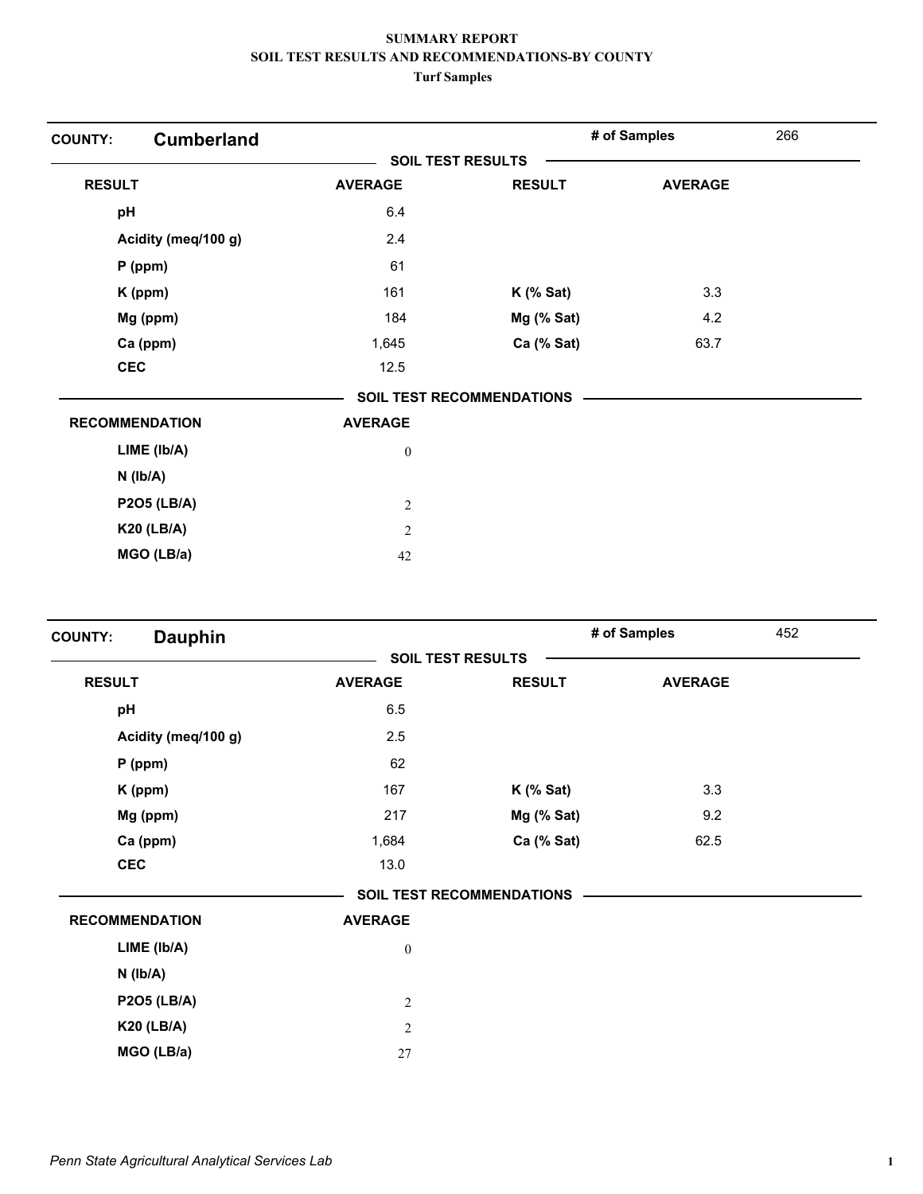# SUMMARY REPORT
## SOIL TEST RESULTS AND RECOMMENDATIONS-BY COUNTY
### Turf Samples

**COUNTY: Cumberland** — **# of Samples** 266

**SOIL TEST RESULTS**

| RESULT | AVERAGE | RESULT | AVERAGE |
|---|---|---|---|
| pH | 6.4 | | |
| Acidity (meq/100 g) | 2.4 | | |
| P (ppm) | 61 | | |
| K (ppm) | 161 | K (% Sat) | 3.3 |
| Mg (ppm) | 184 | Mg (% Sat) | 4.2 |
| Ca (ppm) | 1,645 | Ca (% Sat) | 63.7 |
| CEC | 12.5 | | |

**SOIL TEST RECOMMENDATIONS**

| RECOMMENDATION | AVERAGE |
|---|---|
| LIME (lb/A) | 0 |
| N (lb/A) | |
| P2O5 (LB/A) | 2 |
| K20 (LB/A) | 2 |
| MGO (LB/a) | 42 |

**COUNTY: Dauphin** — **# of Samples** 452

**SOIL TEST RESULTS**

| RESULT | AVERAGE | RESULT | AVERAGE |
|---|---|---|---|
| pH | 6.5 | | |
| Acidity (meq/100 g) | 2.5 | | |
| P (ppm) | 62 | | |
| K (ppm) | 167 | K (% Sat) | 3.3 |
| Mg (ppm) | 217 | Mg (% Sat) | 9.2 |
| Ca (ppm) | 1,684 | Ca (% Sat) | 62.5 |
| CEC | 13.0 | | |

**SOIL TEST RECOMMENDATIONS**

| RECOMMENDATION | AVERAGE |
|---|---|
| LIME (lb/A) | 0 |
| N (lb/A) | |
| P2O5 (LB/A) | 2 |
| K20 (LB/A) | 2 |
| MGO (LB/a) | 27 |

*Penn State Agricultural Analytical Services Lab*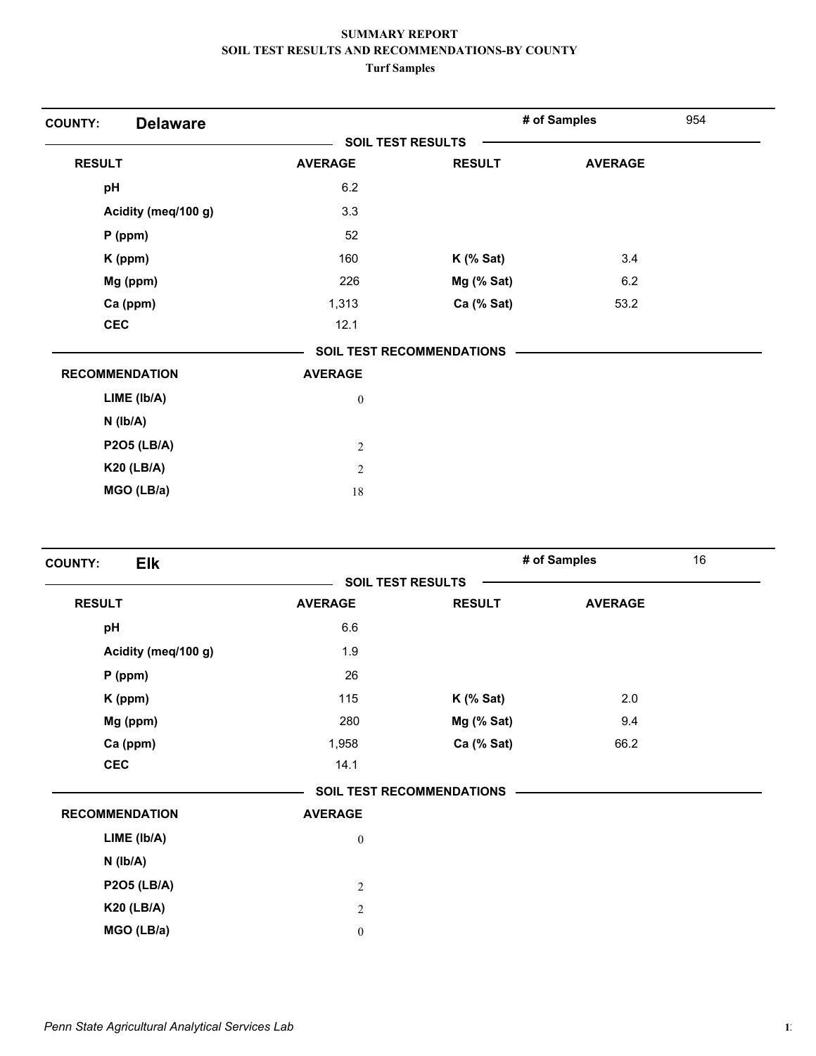**SUMMARY REPORT**
**SOIL TEST RESULTS AND RECOMMENDATIONS-BY COUNTY**
**Turf Samples**

**COUNTY: Delaware** — **# of Samples** 954

**SOIL TEST RESULTS**

| RESULT | AVERAGE | RESULT | AVERAGE |
|---|---|---|---|
| pH | 6.2 | | |
| Acidity (meq/100 g) | 3.3 | | |
| P (ppm) | 52 | | |
| K (ppm) | 160 | K (% Sat) | 3.4 |
| Mg (ppm) | 226 | Mg (% Sat) | 6.2 |
| Ca (ppm) | 1,313 | Ca (% Sat) | 53.2 |
| CEC | 12.1 | | |

**SOIL TEST RECOMMENDATIONS**

| RECOMMENDATION | AVERAGE |
|---|---|
| LIME (lb/A) | 0 |
| N (lb/A) | |
| P2O5 (LB/A) | 2 |
| K20 (LB/A) | 2 |
| MGO (LB/a) | 18 |

**COUNTY: Elk** — **# of Samples** 16

**SOIL TEST RESULTS**

| RESULT | AVERAGE | RESULT | AVERAGE |
|---|---|---|---|
| pH | 6.6 | | |
| Acidity (meq/100 g) | 1.9 | | |
| P (ppm) | 26 | | |
| K (ppm) | 115 | K (% Sat) | 2.0 |
| Mg (ppm) | 280 | Mg (% Sat) | 9.4 |
| Ca (ppm) | 1,958 | Ca (% Sat) | 66.2 |
| CEC | 14.1 | | |

**SOIL TEST RECOMMENDATIONS**

| RECOMMENDATION | AVERAGE |
|---|---|
| LIME (lb/A) | 0 |
| N (lb/A) | |
| P2O5 (LB/A) | 2 |
| K20 (LB/A) | 2 |
| MGO (LB/a) | 0 |

*Penn State Agricultural Analytical Services Lab*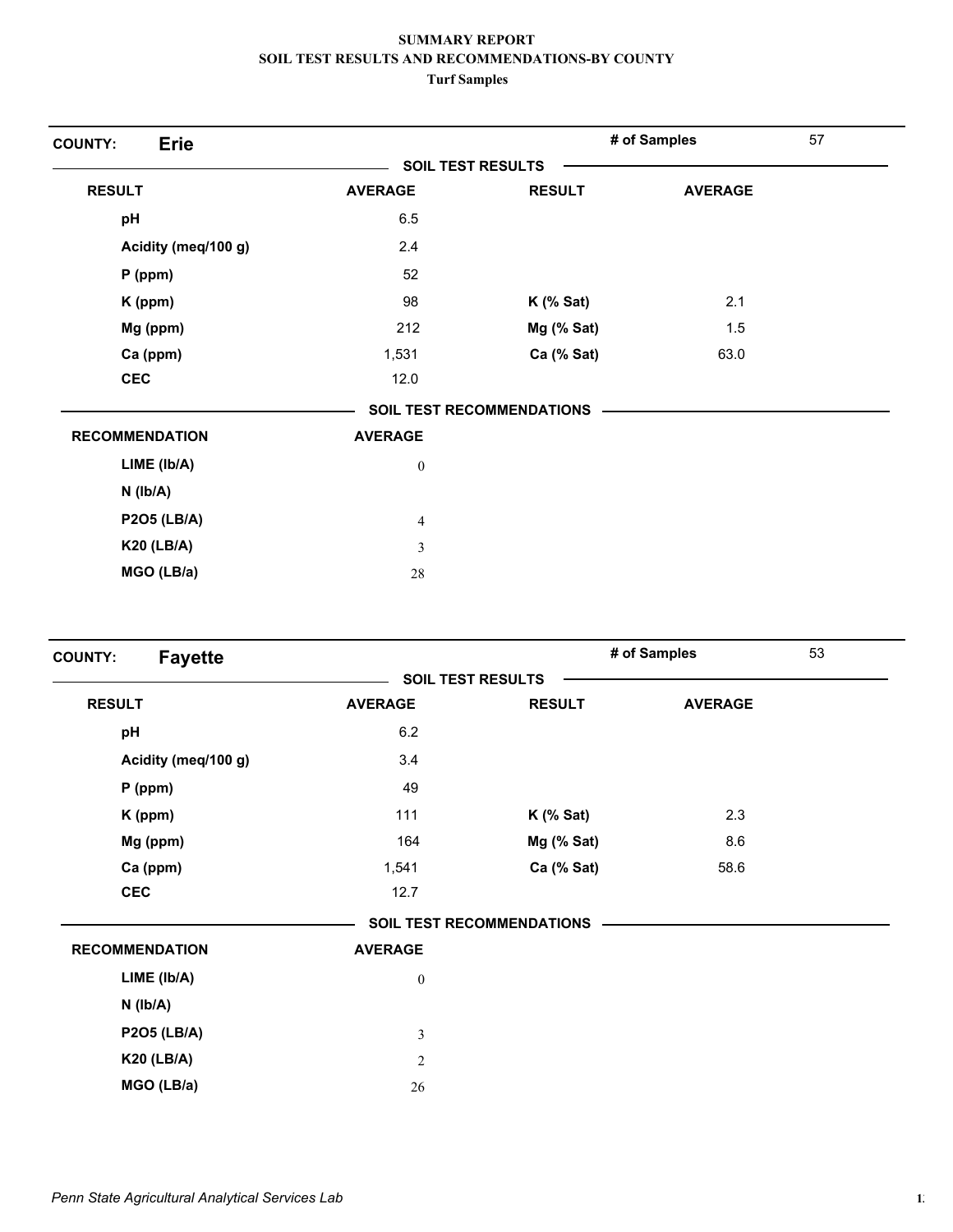**SUMMARY REPORT**
**SOIL TEST RESULTS AND RECOMMENDATIONS-BY COUNTY**
**Turf Samples**

**COUNTY: Erie** — **# of Samples** 57

**SOIL TEST RESULTS**

| RESULT | AVERAGE | RESULT | AVERAGE |
|---|---|---|---|
| pH | 6.5 | | |
| Acidity (meq/100 g) | 2.4 | | |
| P (ppm) | 52 | | |
| K (ppm) | 98 | K (% Sat) | 2.1 |
| Mg (ppm) | 212 | Mg (% Sat) | 1.5 |
| Ca (ppm) | 1,531 | Ca (% Sat) | 63.0 |
| CEC | 12.0 | | |

**SOIL TEST RECOMMENDATIONS**

| RECOMMENDATION | AVERAGE |
|---|---|
| LIME (lb/A) | 0 |
| N (lb/A) | |
| P2O5 (LB/A) | 4 |
| K20 (LB/A) | 3 |
| MGO (LB/a) | 28 |

**COUNTY: Fayette** — **# of Samples** 53

**SOIL TEST RESULTS**

| RESULT | AVERAGE | RESULT | AVERAGE |
|---|---|---|---|
| pH | 6.2 | | |
| Acidity (meq/100 g) | 3.4 | | |
| P (ppm) | 49 | | |
| K (ppm) | 111 | K (% Sat) | 2.3 |
| Mg (ppm) | 164 | Mg (% Sat) | 8.6 |
| Ca (ppm) | 1,541 | Ca (% Sat) | 58.6 |
| CEC | 12.7 | | |

**SOIL TEST RECOMMENDATIONS**

| RECOMMENDATION | AVERAGE |
|---|---|
| LIME (lb/A) | 0 |
| N (lb/A) | |
| P2O5 (LB/A) | 3 |
| K20 (LB/A) | 2 |
| MGO (LB/a) | 26 |

*Penn State Agricultural Analytical Services Lab*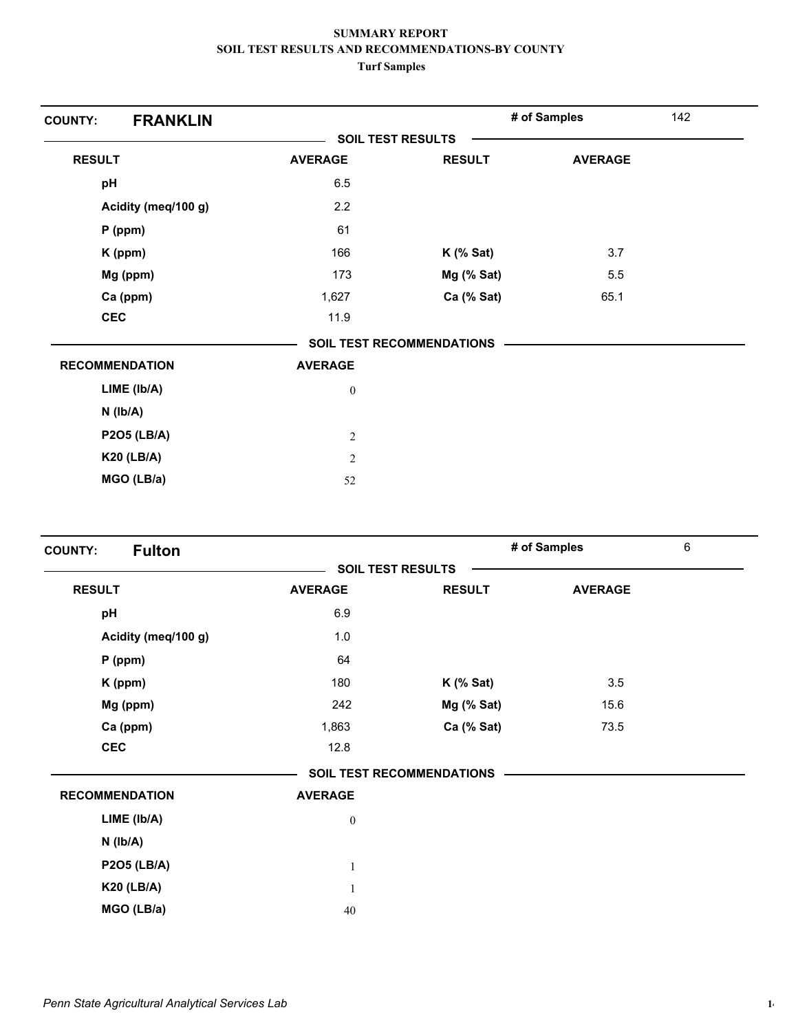**SUMMARY REPORT**
**SOIL TEST RESULTS AND RECOMMENDATIONS-BY COUNTY**
**Turf Samples**

## COUNTY: FRANKLIN

**# of Samples:** 142

### SOIL TEST RESULTS

| RESULT | AVERAGE | RESULT | AVERAGE |
|---|---|---|---|
| pH | 6.5 | | |
| Acidity (meq/100 g) | 2.2 | | |
| P (ppm) | 61 | | |
| K (ppm) | 166 | K (% Sat) | 3.7 |
| Mg (ppm) | 173 | Mg (% Sat) | 5.5 |
| Ca (ppm) | 1,627 | Ca (% Sat) | 65.1 |
| CEC | 11.9 | | |

### SOIL TEST RECOMMENDATIONS

| RECOMMENDATION | AVERAGE |
|---|---|
| LIME (lb/A) | 0 |
| N (lb/A) | |
| P2O5 (LB/A) | 2 |
| K20 (LB/A) | 2 |
| MGO (LB/a) | 52 |

## COUNTY: Fulton

**# of Samples:** 6

### SOIL TEST RESULTS

| RESULT | AVERAGE | RESULT | AVERAGE |
|---|---|---|---|
| pH | 6.9 | | |
| Acidity (meq/100 g) | 1.0 | | |
| P (ppm) | 64 | | |
| K (ppm) | 180 | K (% Sat) | 3.5 |
| Mg (ppm) | 242 | Mg (% Sat) | 15.6 |
| Ca (ppm) | 1,863 | Ca (% Sat) | 73.5 |
| CEC | 12.8 | | |

### SOIL TEST RECOMMENDATIONS

| RECOMMENDATION | AVERAGE |
|---|---|
| LIME (lb/A) | 0 |
| N (lb/A) | |
| P2O5 (LB/A) | 1 |
| K20 (LB/A) | 1 |
| MGO (LB/a) | 40 |

*Penn State Agricultural Analytical Services Lab*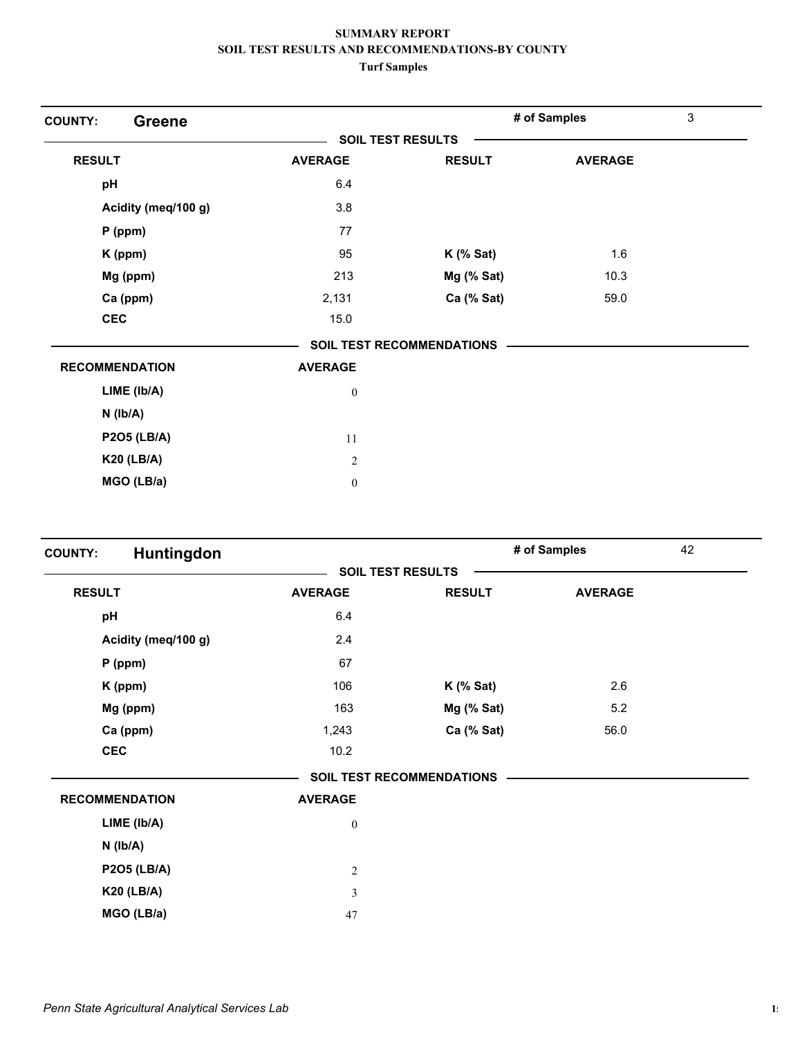**SUMMARY REPORT**
**SOIL TEST RESULTS AND RECOMMENDATIONS-BY COUNTY**
**Turf Samples**

## COUNTY: Greene

**# of Samples:** 3

**SOIL TEST RESULTS**

| RESULT | AVERAGE | RESULT | AVERAGE |
|---|---|---|---|
| pH | 6.4 | | |
| Acidity (meq/100 g) | 3.8 | | |
| P (ppm) | 77 | | |
| K (ppm) | 95 | K (% Sat) | 1.6 |
| Mg (ppm) | 213 | Mg (% Sat) | 10.3 |
| Ca (ppm) | 2,131 | Ca (% Sat) | 59.0 |
| CEC | 15.0 | | |

**SOIL TEST RECOMMENDATIONS**

| RECOMMENDATION | AVERAGE |
|---|---|
| LIME (lb/A) | 0 |
| N (lb/A) | |
| P2O5 (LB/A) | 11 |
| K20 (LB/A) | 2 |
| MGO (LB/a) | 0 |

## COUNTY: Huntingdon

**# of Samples:** 42

**SOIL TEST RESULTS**

| RESULT | AVERAGE | RESULT | AVERAGE |
|---|---|---|---|
| pH | 6.4 | | |
| Acidity (meq/100 g) | 2.4 | | |
| P (ppm) | 67 | | |
| K (ppm) | 106 | K (% Sat) | 2.6 |
| Mg (ppm) | 163 | Mg (% Sat) | 5.2 |
| Ca (ppm) | 1,243 | Ca (% Sat) | 56.0 |
| CEC | 10.2 | | |

**SOIL TEST RECOMMENDATIONS**

| RECOMMENDATION | AVERAGE |
|---|---|
| LIME (lb/A) | 0 |
| N (lb/A) | |
| P2O5 (LB/A) | 2 |
| K20 (LB/A) | 3 |
| MGO (LB/a) | 47 |

*Penn State Agricultural Analytical Services Lab*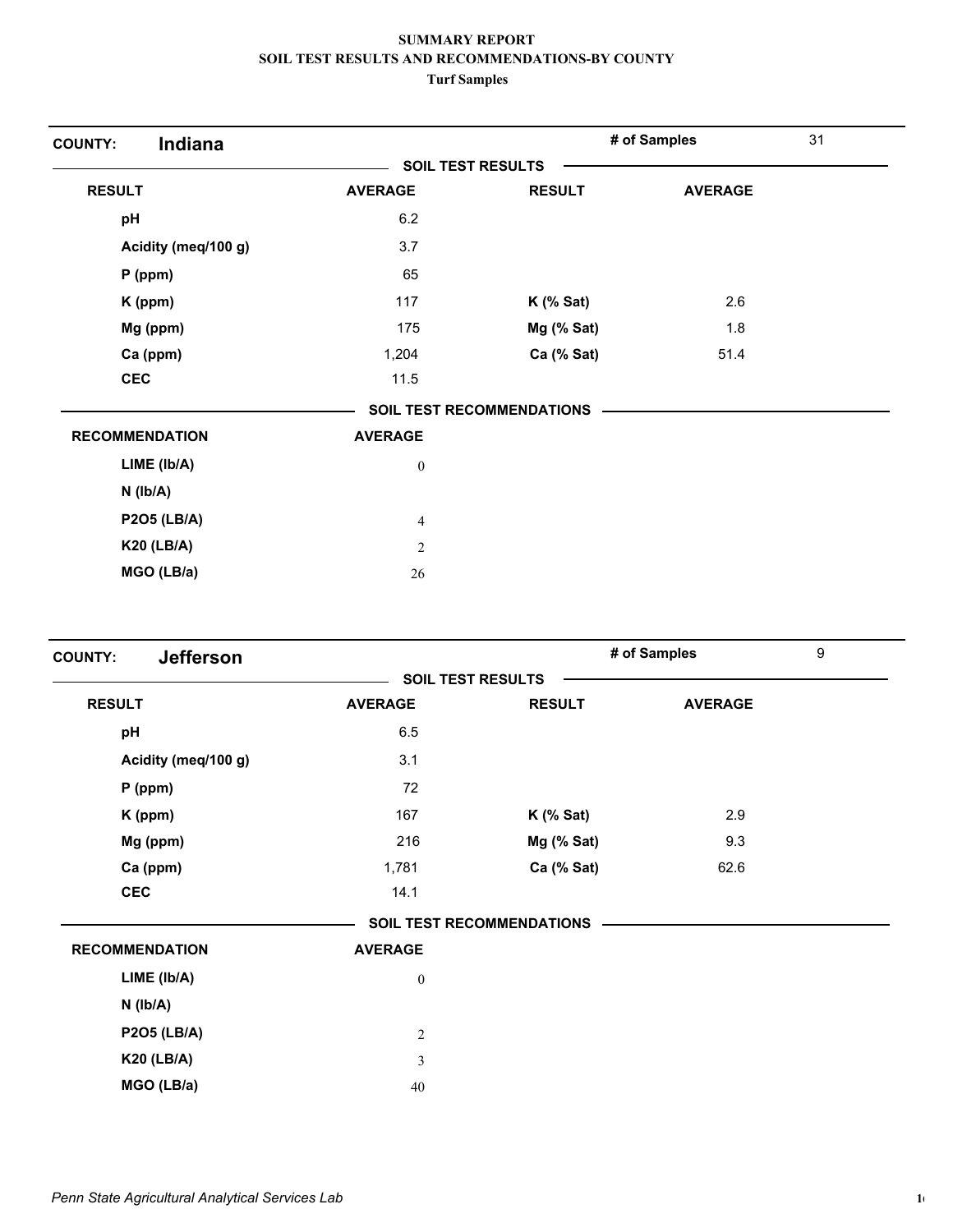**SUMMARY REPORT**
**SOIL TEST RESULTS AND RECOMMENDATIONS-BY COUNTY**
**Turf Samples**

**COUNTY: Indiana** — **# of Samples** 31

**SOIL TEST RESULTS**

| RESULT | AVERAGE | RESULT | AVERAGE |
|---|---|---|---|
| pH | 6.2 | | |
| Acidity (meq/100 g) | 3.7 | | |
| P (ppm) | 65 | | |
| K (ppm) | 117 | K (% Sat) | 2.6 |
| Mg (ppm) | 175 | Mg (% Sat) | 1.8 |
| Ca (ppm) | 1,204 | Ca (% Sat) | 51.4 |
| CEC | 11.5 | | |

**SOIL TEST RECOMMENDATIONS**

| RECOMMENDATION | AVERAGE |
|---|---|
| LIME (lb/A) | 0 |
| N (lb/A) | |
| P2O5 (LB/A) | 4 |
| K20 (LB/A) | 2 |
| MGO (LB/a) | 26 |

**COUNTY: Jefferson** — **# of Samples** 9

**SOIL TEST RESULTS**

| RESULT | AVERAGE | RESULT | AVERAGE |
|---|---|---|---|
| pH | 6.5 | | |
| Acidity (meq/100 g) | 3.1 | | |
| P (ppm) | 72 | | |
| K (ppm) | 167 | K (% Sat) | 2.9 |
| Mg (ppm) | 216 | Mg (% Sat) | 9.3 |
| Ca (ppm) | 1,781 | Ca (% Sat) | 62.6 |
| CEC | 14.1 | | |

**SOIL TEST RECOMMENDATIONS**

| RECOMMENDATION | AVERAGE |
|---|---|
| LIME (lb/A) | 0 |
| N (lb/A) | |
| P2O5 (LB/A) | 2 |
| K20 (LB/A) | 3 |
| MGO (LB/a) | 40 |

*Penn State Agricultural Analytical Services Lab*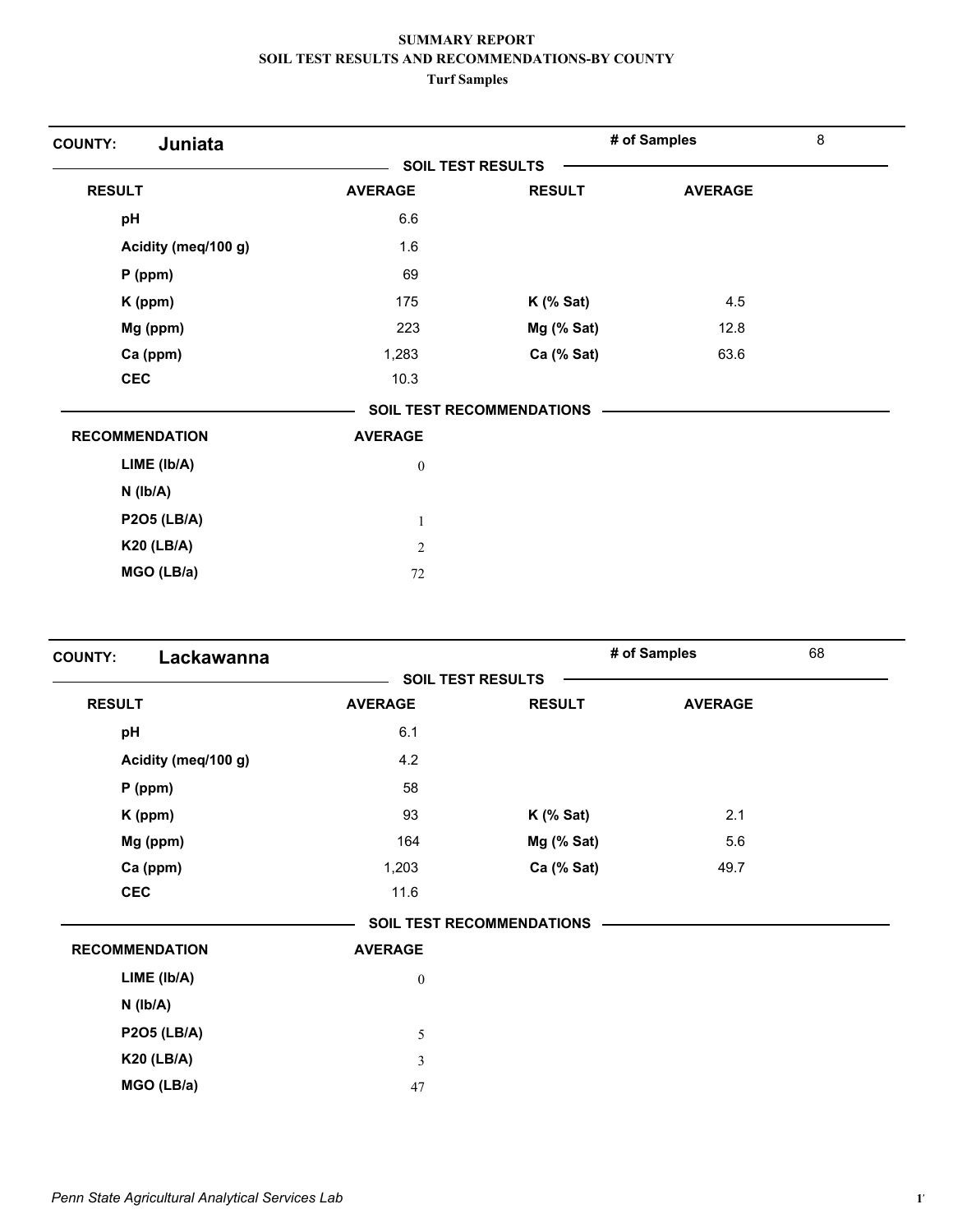**SUMMARY REPORT**
**SOIL TEST RESULTS AND RECOMMENDATIONS-BY COUNTY**
**Turf Samples**

**COUNTY: Juniata** | **# of Samples** 8

**SOIL TEST RESULTS**

| RESULT | AVERAGE | RESULT | AVERAGE |
|---|---|---|---|
| pH | 6.6 | | |
| Acidity (meq/100 g) | 1.6 | | |
| P (ppm) | 69 | | |
| K (ppm) | 175 | K (% Sat) | 4.5 |
| Mg (ppm) | 223 | Mg (% Sat) | 12.8 |
| Ca (ppm) | 1,283 | Ca (% Sat) | 63.6 |
| CEC | 10.3 | | |

**SOIL TEST RECOMMENDATIONS**

| RECOMMENDATION | AVERAGE |
|---|---|
| LIME (lb/A) | 0 |
| N (lb/A) | |
| P2O5 (LB/A) | 1 |
| K20 (LB/A) | 2 |
| MGO (LB/a) | 72 |

**COUNTY: Lackawanna** | **# of Samples** 68

**SOIL TEST RESULTS**

| RESULT | AVERAGE | RESULT | AVERAGE |
|---|---|---|---|
| pH | 6.1 | | |
| Acidity (meq/100 g) | 4.2 | | |
| P (ppm) | 58 | | |
| K (ppm) | 93 | K (% Sat) | 2.1 |
| Mg (ppm) | 164 | Mg (% Sat) | 5.6 |
| Ca (ppm) | 1,203 | Ca (% Sat) | 49.7 |
| CEC | 11.6 | | |

**SOIL TEST RECOMMENDATIONS**

| RECOMMENDATION | AVERAGE |
|---|---|
| LIME (lb/A) | 0 |
| N (lb/A) | |
| P2O5 (LB/A) | 5 |
| K20 (LB/A) | 3 |
| MGO (LB/a) | 47 |

*Penn State Agricultural Analytical Services Lab*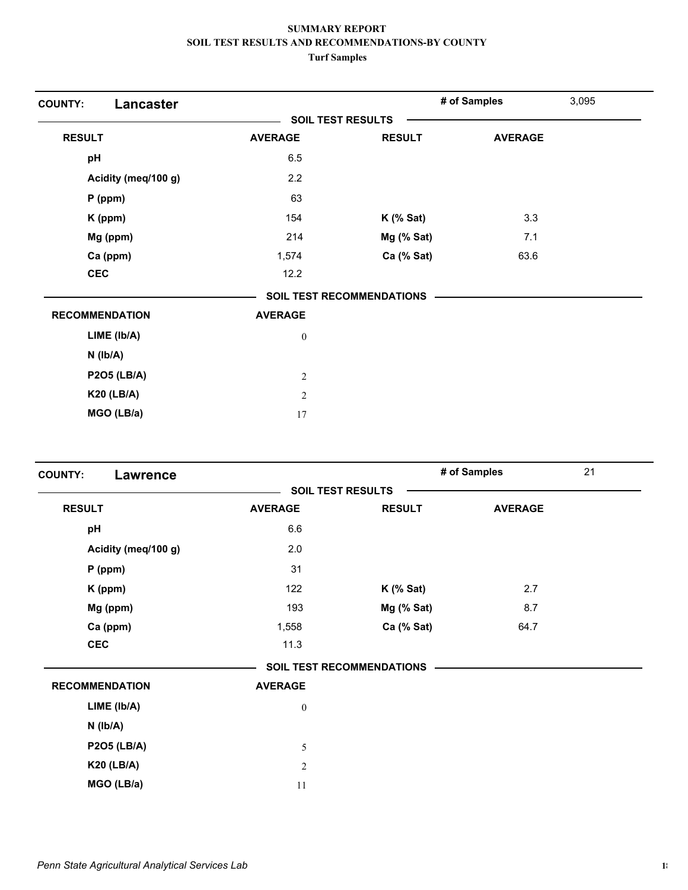**SUMMARY REPORT**
**SOIL TEST RESULTS AND RECOMMENDATIONS-BY COUNTY**
**Turf Samples**

## COUNTY: Lancaster

**# of Samples** 3,095

### SOIL TEST RESULTS

| RESULT | AVERAGE | RESULT | AVERAGE |
|---|---|---|---|
| pH | 6.5 | | |
| Acidity (meq/100 g) | 2.2 | | |
| P (ppm) | 63 | | |
| K (ppm) | 154 | K (% Sat) | 3.3 |
| Mg (ppm) | 214 | Mg (% Sat) | 7.1 |
| Ca (ppm) | 1,574 | Ca (% Sat) | 63.6 |
| CEC | 12.2 | | |

### SOIL TEST RECOMMENDATIONS

| RECOMMENDATION | AVERAGE |
|---|---|
| LIME (lb/A) | 0 |
| N (lb/A) | |
| P2O5 (LB/A) | 2 |
| K20 (LB/A) | 2 |
| MGO (LB/a) | 17 |

## COUNTY: Lawrence

**# of Samples** 21

### SOIL TEST RESULTS

| RESULT | AVERAGE | RESULT | AVERAGE |
|---|---|---|---|
| pH | 6.6 | | |
| Acidity (meq/100 g) | 2.0 | | |
| P (ppm) | 31 | | |
| K (ppm) | 122 | K (% Sat) | 2.7 |
| Mg (ppm) | 193 | Mg (% Sat) | 8.7 |
| Ca (ppm) | 1,558 | Ca (% Sat) | 64.7 |
| CEC | 11.3 | | |

### SOIL TEST RECOMMENDATIONS

| RECOMMENDATION | AVERAGE |
|---|---|
| LIME (lb/A) | 0 |
| N (lb/A) | |
| P2O5 (LB/A) | 5 |
| K20 (LB/A) | 2 |
| MGO (LB/a) | 11 |

*Penn State Agricultural Analytical Services Lab*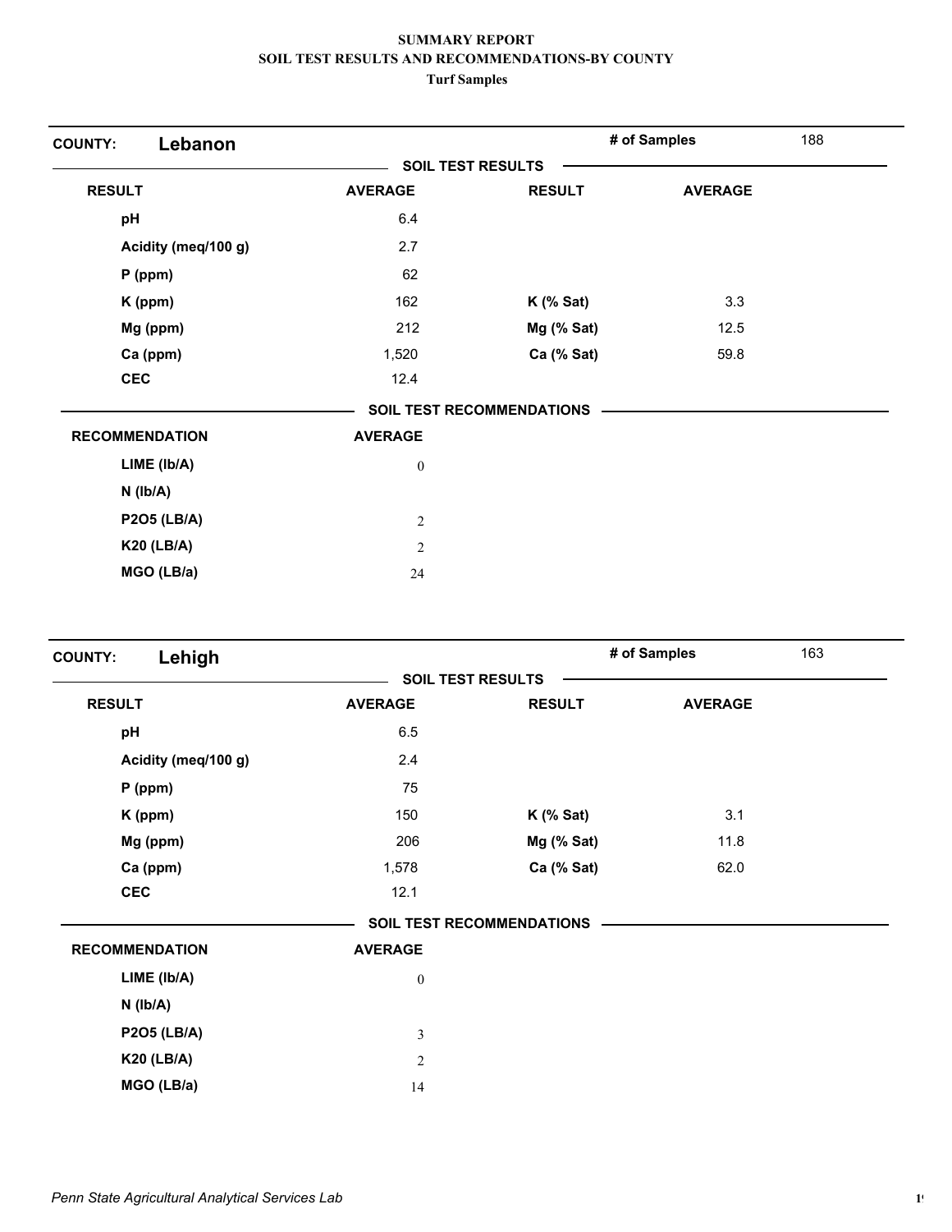**SUMMARY REPORT**
**SOIL TEST RESULTS AND RECOMMENDATIONS-BY COUNTY**
**Turf Samples**

**COUNTY: Lebanon** — **# of Samples** 188

**SOIL TEST RESULTS**

| RESULT | AVERAGE | RESULT | AVERAGE |
|---|---|---|---|
| pH | 6.4 | | |
| Acidity (meq/100 g) | 2.7 | | |
| P (ppm) | 62 | | |
| K (ppm) | 162 | K (% Sat) | 3.3 |
| Mg (ppm) | 212 | Mg (% Sat) | 12.5 |
| Ca (ppm) | 1,520 | Ca (% Sat) | 59.8 |
| CEC | 12.4 | | |

**SOIL TEST RECOMMENDATIONS**

| RECOMMENDATION | AVERAGE |
|---|---|
| LIME (lb/A) | 0 |
| N (lb/A) | |
| P2O5 (LB/A) | 2 |
| K20 (LB/A) | 2 |
| MGO (LB/a) | 24 |

**COUNTY: Lehigh** — **# of Samples** 163

**SOIL TEST RESULTS**

| RESULT | AVERAGE | RESULT | AVERAGE |
|---|---|---|---|
| pH | 6.5 | | |
| Acidity (meq/100 g) | 2.4 | | |
| P (ppm) | 75 | | |
| K (ppm) | 150 | K (% Sat) | 3.1 |
| Mg (ppm) | 206 | Mg (% Sat) | 11.8 |
| Ca (ppm) | 1,578 | Ca (% Sat) | 62.0 |
| CEC | 12.1 | | |

**SOIL TEST RECOMMENDATIONS**

| RECOMMENDATION | AVERAGE |
|---|---|
| LIME (lb/A) | 0 |
| N (lb/A) | |
| P2O5 (LB/A) | 3 |
| K20 (LB/A) | 2 |
| MGO (LB/a) | 14 |

*Penn State Agricultural Analytical Services Lab*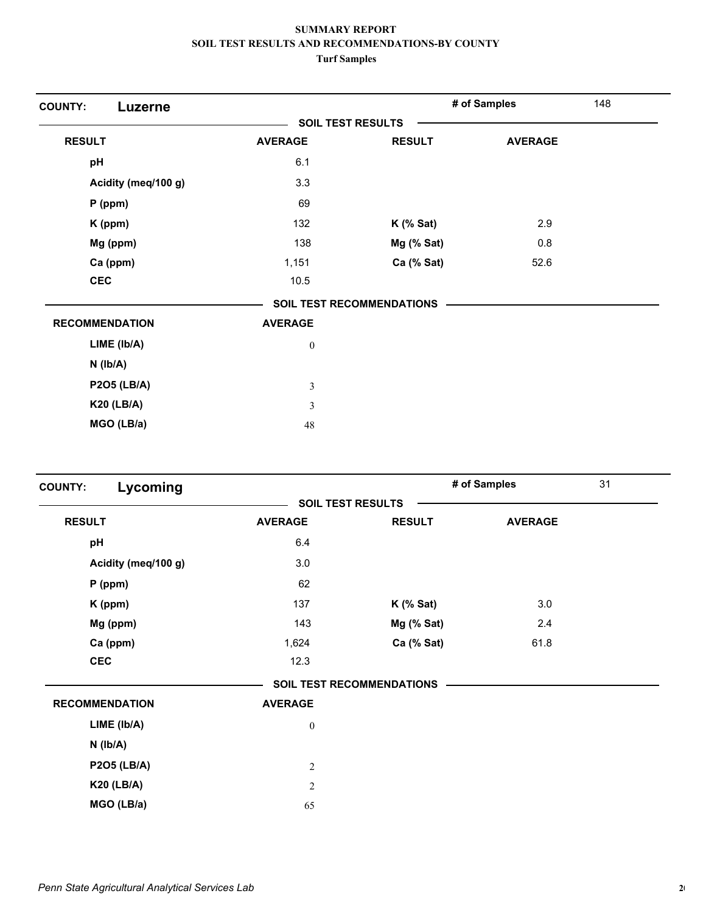**SUMMARY REPORT**
**SOIL TEST RESULTS AND RECOMMENDATIONS-BY COUNTY**
**Turf Samples**

**COUNTY: Luzerne** — **# of Samples** 148

**SOIL TEST RESULTS**

| RESULT | AVERAGE | RESULT | AVERAGE |
|---|---|---|---|
| pH | 6.1 | | |
| Acidity (meq/100 g) | 3.3 | | |
| P (ppm) | 69 | | |
| K (ppm) | 132 | K (% Sat) | 2.9 |
| Mg (ppm) | 138 | Mg (% Sat) | 0.8 |
| Ca (ppm) | 1,151 | Ca (% Sat) | 52.6 |
| CEC | 10.5 | | |

**SOIL TEST RECOMMENDATIONS**

| RECOMMENDATION | AVERAGE |
|---|---|
| LIME (lb/A) | 0 |
| N (lb/A) | |
| P2O5 (LB/A) | 3 |
| K20 (LB/A) | 3 |
| MGO (LB/a) | 48 |

**COUNTY: Lycoming** — **# of Samples** 31

**SOIL TEST RESULTS**

| RESULT | AVERAGE | RESULT | AVERAGE |
|---|---|---|---|
| pH | 6.4 | | |
| Acidity (meq/100 g) | 3.0 | | |
| P (ppm) | 62 | | |
| K (ppm) | 137 | K (% Sat) | 3.0 |
| Mg (ppm) | 143 | Mg (% Sat) | 2.4 |
| Ca (ppm) | 1,624 | Ca (% Sat) | 61.8 |
| CEC | 12.3 | | |

**SOIL TEST RECOMMENDATIONS**

| RECOMMENDATION | AVERAGE |
|---|---|
| LIME (lb/A) | 0 |
| N (lb/A) | |
| P2O5 (LB/A) | 2 |
| K20 (LB/A) | 2 |
| MGO (LB/a) | 65 |

*Penn State Agricultural Analytical Services Lab*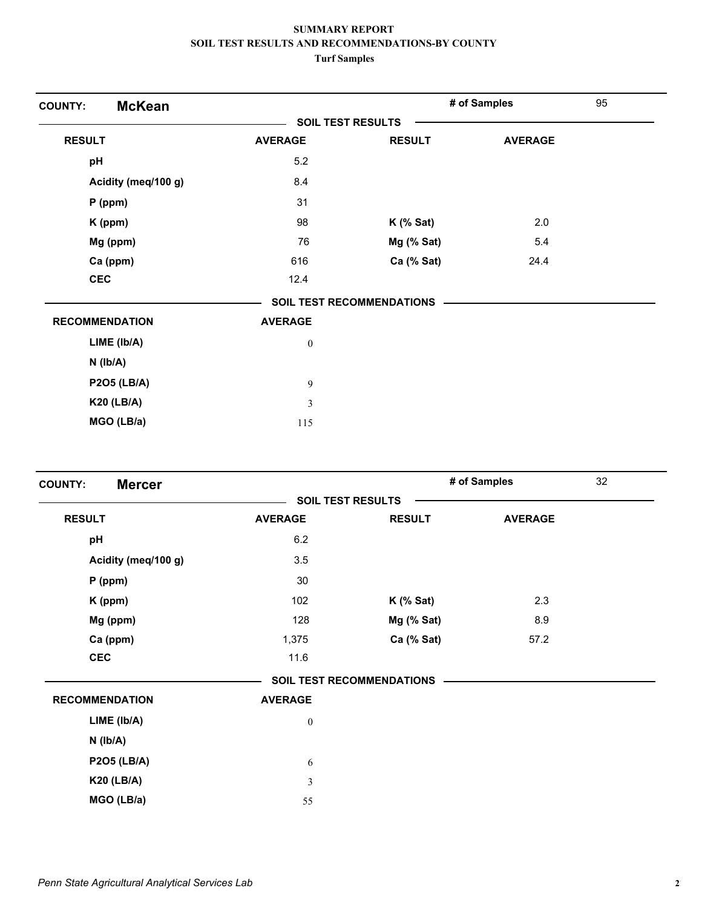# SUMMARY REPORT
## SOIL TEST RESULTS AND RECOMMENDATIONS-BY COUNTY
### Turf Samples

**COUNTY:** **McKean** | **# of Samples** 95

**SOIL TEST RESULTS**

| RESULT | AVERAGE | RESULT | AVERAGE |
|---|---|---|---|
| pH | 5.2 | | |
| Acidity (meq/100 g) | 8.4 | | |
| P (ppm) | 31 | | |
| K (ppm) | 98 | K (% Sat) | 2.0 |
| Mg (ppm) | 76 | Mg (% Sat) | 5.4 |
| Ca (ppm) | 616 | Ca (% Sat) | 24.4 |
| CEC | 12.4 | | |

**SOIL TEST RECOMMENDATIONS**

| RECOMMENDATION | AVERAGE |
|---|---|
| LIME (lb/A) | 0 |
| N (lb/A) | |
| P2O5 (LB/A) | 9 |
| K20 (LB/A) | 3 |
| MGO (LB/a) | 115 |

**COUNTY:** **Mercer** | **# of Samples** 32

**SOIL TEST RESULTS**

| RESULT | AVERAGE | RESULT | AVERAGE |
|---|---|---|---|
| pH | 6.2 | | |
| Acidity (meq/100 g) | 3.5 | | |
| P (ppm) | 30 | | |
| K (ppm) | 102 | K (% Sat) | 2.3 |
| Mg (ppm) | 128 | Mg (% Sat) | 8.9 |
| Ca (ppm) | 1,375 | Ca (% Sat) | 57.2 |
| CEC | 11.6 | | |

**SOIL TEST RECOMMENDATIONS**

| RECOMMENDATION | AVERAGE |
|---|---|
| LIME (lb/A) | 0 |
| N (lb/A) | |
| P2O5 (LB/A) | 6 |
| K20 (LB/A) | 3 |
| MGO (LB/a) | 55 |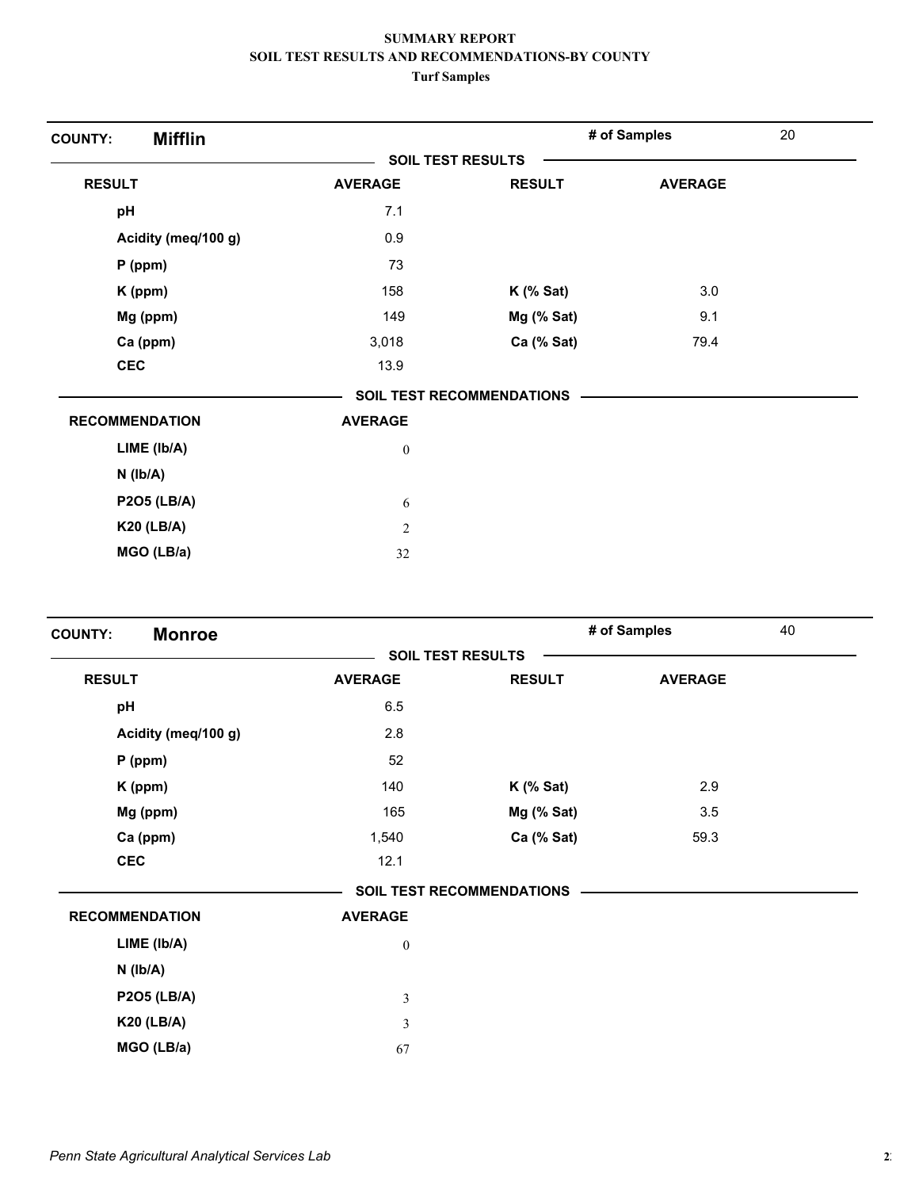**SUMMARY REPORT**
**SOIL TEST RESULTS AND RECOMMENDATIONS-BY COUNTY**
**Turf Samples**

**COUNTY: Mifflin** — **# of Samples** 20

**SOIL TEST RESULTS**

| RESULT | AVERAGE | RESULT | AVERAGE |
|---|---|---|---|
| pH | 7.1 | | |
| Acidity (meq/100 g) | 0.9 | | |
| P (ppm) | 73 | | |
| K (ppm) | 158 | K (% Sat) | 3.0 |
| Mg (ppm) | 149 | Mg (% Sat) | 9.1 |
| Ca (ppm) | 3,018 | Ca (% Sat) | 79.4 |
| CEC | 13.9 | | |

**SOIL TEST RECOMMENDATIONS**

| RECOMMENDATION | AVERAGE |
|---|---|
| LIME (lb/A) | 0 |
| N (lb/A) | |
| P2O5 (LB/A) | 6 |
| K20 (LB/A) | 2 |
| MGO (LB/a) | 32 |

**COUNTY: Monroe** — **# of Samples** 40

**SOIL TEST RESULTS**

| RESULT | AVERAGE | RESULT | AVERAGE |
|---|---|---|---|
| pH | 6.5 | | |
| Acidity (meq/100 g) | 2.8 | | |
| P (ppm) | 52 | | |
| K (ppm) | 140 | K (% Sat) | 2.9 |
| Mg (ppm) | 165 | Mg (% Sat) | 3.5 |
| Ca (ppm) | 1,540 | Ca (% Sat) | 59.3 |
| CEC | 12.1 | | |

**SOIL TEST RECOMMENDATIONS**

| RECOMMENDATION | AVERAGE |
|---|---|
| LIME (lb/A) | 0 |
| N (lb/A) | |
| P2O5 (LB/A) | 3 |
| K20 (LB/A) | 3 |
| MGO (LB/a) | 67 |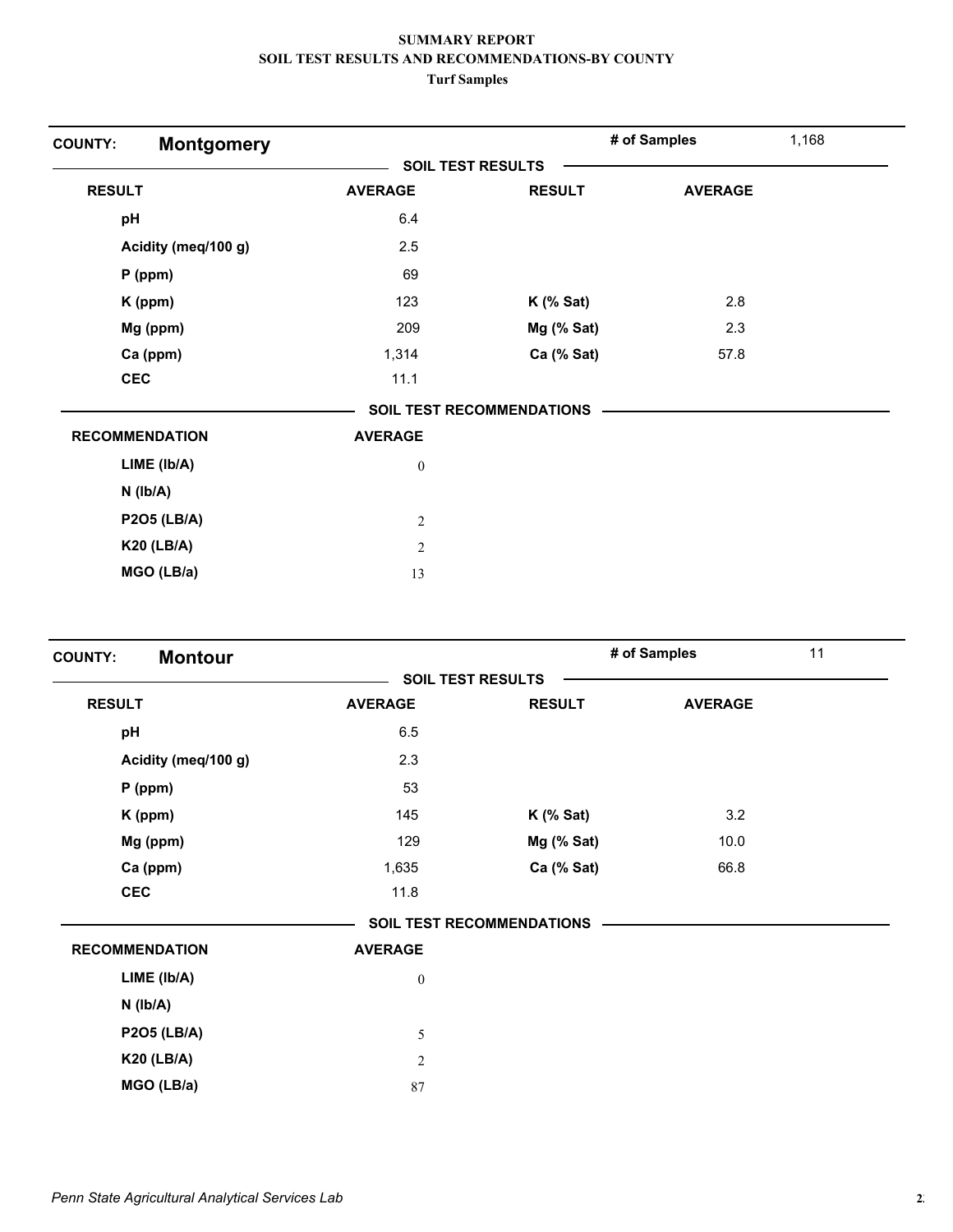**SUMMARY REPORT**
**SOIL TEST RESULTS AND RECOMMENDATIONS-BY COUNTY**
**Turf Samples**

## COUNTY: Montgomery

**# of Samples:** 1,168

**SOIL TEST RESULTS**

| RESULT | AVERAGE | RESULT | AVERAGE |
|---|---|---|---|
| pH | 6.4 | | |
| Acidity (meq/100 g) | 2.5 | | |
| P (ppm) | 69 | | |
| K (ppm) | 123 | K (% Sat) | 2.8 |
| Mg (ppm) | 209 | Mg (% Sat) | 2.3 |
| Ca (ppm) | 1,314 | Ca (% Sat) | 57.8 |
| CEC | 11.1 | | |

**SOIL TEST RECOMMENDATIONS**

| RECOMMENDATION | AVERAGE |
|---|---|
| LIME (lb/A) | 0 |
| N (lb/A) | |
| P2O5 (LB/A) | 2 |
| K20 (LB/A) | 2 |
| MGO (LB/a) | 13 |

## COUNTY: Montour

**# of Samples:** 11

**SOIL TEST RESULTS**

| RESULT | AVERAGE | RESULT | AVERAGE |
|---|---|---|---|
| pH | 6.5 | | |
| Acidity (meq/100 g) | 2.3 | | |
| P (ppm) | 53 | | |
| K (ppm) | 145 | K (% Sat) | 3.2 |
| Mg (ppm) | 129 | Mg (% Sat) | 10.0 |
| Ca (ppm) | 1,635 | Ca (% Sat) | 66.8 |
| CEC | 11.8 | | |

**SOIL TEST RECOMMENDATIONS**

| RECOMMENDATION | AVERAGE |
|---|---|
| LIME (lb/A) | 0 |
| N (lb/A) | |
| P2O5 (LB/A) | 5 |
| K20 (LB/A) | 2 |
| MGO (LB/a) | 87 |

*Penn State Agricultural Analytical Services Lab*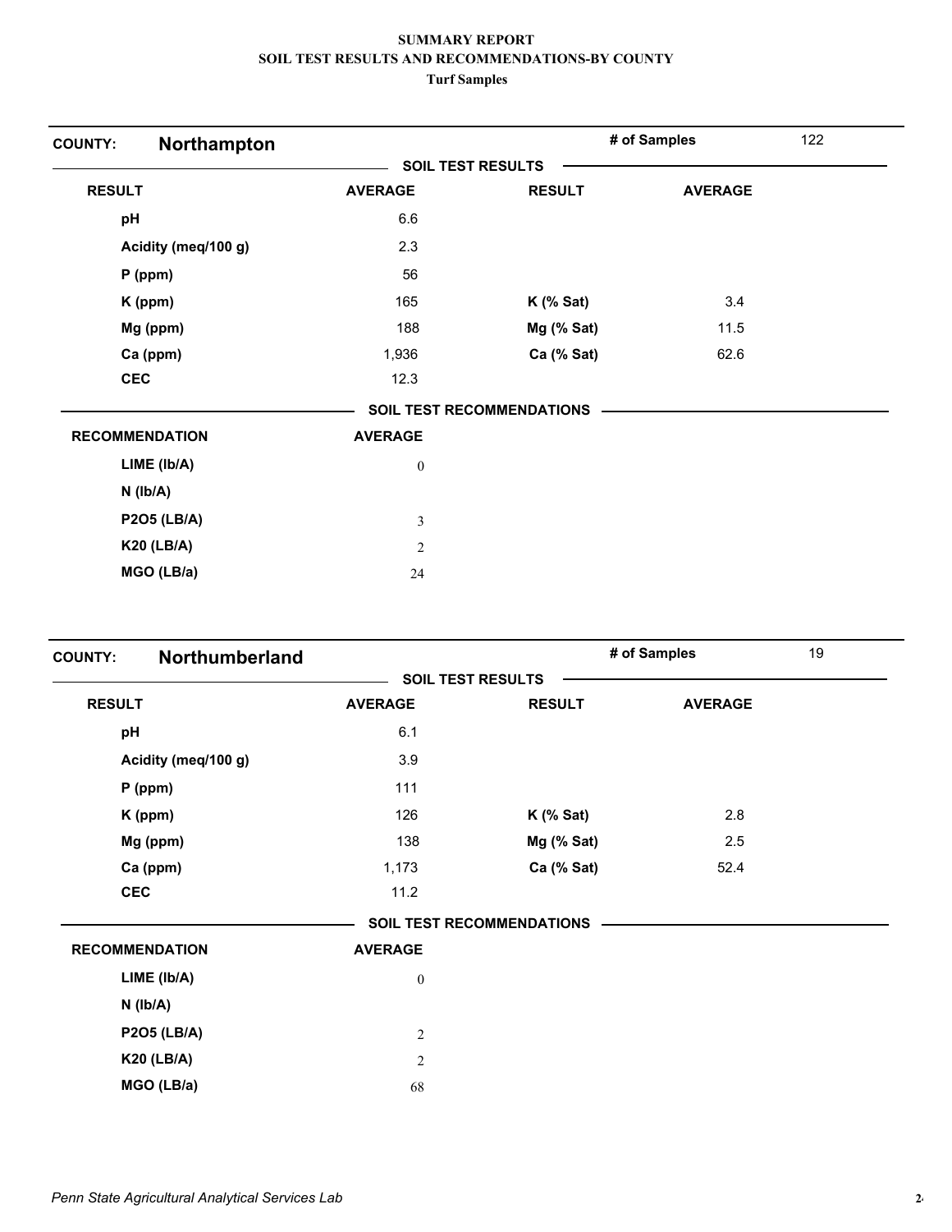**SUMMARY REPORT**
**SOIL TEST RESULTS AND RECOMMENDATIONS-BY COUNTY**
**Turf Samples**

## COUNTY: Northampton

**# of Samples:** 122

**SOIL TEST RESULTS**

| RESULT | AVERAGE | RESULT | AVERAGE |
|---|---|---|---|
| pH | 6.6 | | |
| Acidity (meq/100 g) | 2.3 | | |
| P (ppm) | 56 | | |
| K (ppm) | 165 | K (% Sat) | 3.4 |
| Mg (ppm) | 188 | Mg (% Sat) | 11.5 |
| Ca (ppm) | 1,936 | Ca (% Sat) | 62.6 |
| CEC | 12.3 | | |

**SOIL TEST RECOMMENDATIONS**

| RECOMMENDATION | AVERAGE |
|---|---|
| LIME (lb/A) | 0 |
| N (lb/A) | |
| P2O5 (LB/A) | 3 |
| K20 (LB/A) | 2 |
| MGO (LB/a) | 24 |

## COUNTY: Northumberland

**# of Samples:** 19

**SOIL TEST RESULTS**

| RESULT | AVERAGE | RESULT | AVERAGE |
|---|---|---|---|
| pH | 6.1 | | |
| Acidity (meq/100 g) | 3.9 | | |
| P (ppm) | 111 | | |
| K (ppm) | 126 | K (% Sat) | 2.8 |
| Mg (ppm) | 138 | Mg (% Sat) | 2.5 |
| Ca (ppm) | 1,173 | Ca (% Sat) | 52.4 |
| CEC | 11.2 | | |

**SOIL TEST RECOMMENDATIONS**

| RECOMMENDATION | AVERAGE |
|---|---|
| LIME (lb/A) | 0 |
| N (lb/A) | |
| P2O5 (LB/A) | 2 |
| K20 (LB/A) | 2 |
| MGO (LB/a) | 68 |

*Penn State Agricultural Analytical Services Lab*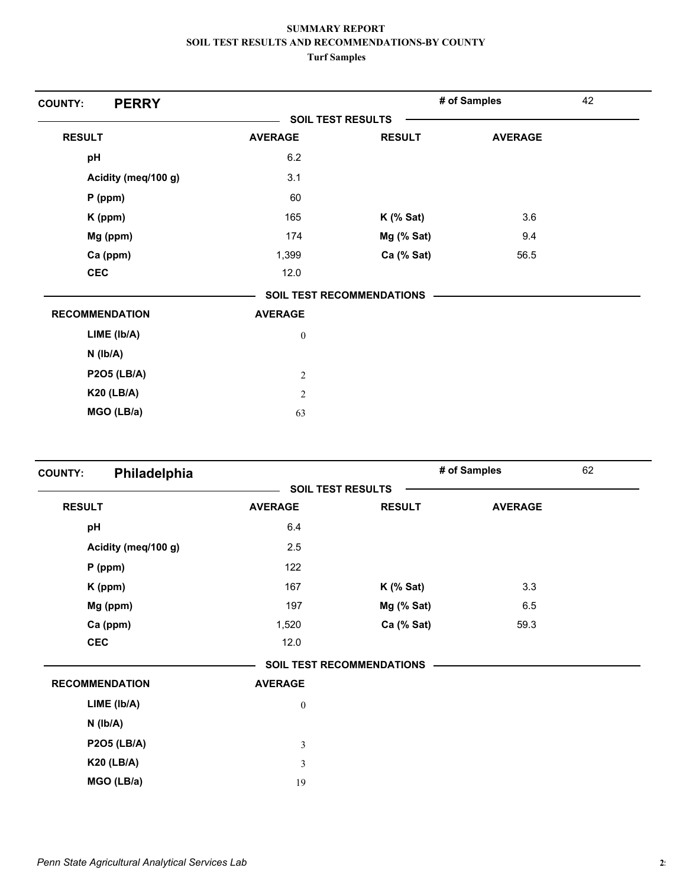**SUMMARY REPORT**
**SOIL TEST RESULTS AND RECOMMENDATIONS-BY COUNTY**
**Turf Samples**

**COUNTY: PERRY** — **# of Samples** 42

**SOIL TEST RESULTS**

| RESULT | AVERAGE | RESULT | AVERAGE |
|---|---|---|---|
| pH | 6.2 | | |
| Acidity (meq/100 g) | 3.1 | | |
| P (ppm) | 60 | | |
| K (ppm) | 165 | K (% Sat) | 3.6 |
| Mg (ppm) | 174 | Mg (% Sat) | 9.4 |
| Ca (ppm) | 1,399 | Ca (% Sat) | 56.5 |
| CEC | 12.0 | | |

**SOIL TEST RECOMMENDATIONS**

| RECOMMENDATION | AVERAGE |
|---|---|
| LIME (lb/A) | 0 |
| N (lb/A) | |
| P2O5 (LB/A) | 2 |
| K20 (LB/A) | 2 |
| MGO (LB/a) | 63 |

**COUNTY: Philadelphia** — **# of Samples** 62

**SOIL TEST RESULTS**

| RESULT | AVERAGE | RESULT | AVERAGE |
|---|---|---|---|
| pH | 6.4 | | |
| Acidity (meq/100 g) | 2.5 | | |
| P (ppm) | 122 | | |
| K (ppm) | 167 | K (% Sat) | 3.3 |
| Mg (ppm) | 197 | Mg (% Sat) | 6.5 |
| Ca (ppm) | 1,520 | Ca (% Sat) | 59.3 |
| CEC | 12.0 | | |

**SOIL TEST RECOMMENDATIONS**

| RECOMMENDATION | AVERAGE |
|---|---|
| LIME (lb/A) | 0 |
| N (lb/A) | |
| P2O5 (LB/A) | 3 |
| K20 (LB/A) | 3 |
| MGO (LB/a) | 19 |

*Penn State Agricultural Analytical Services Lab*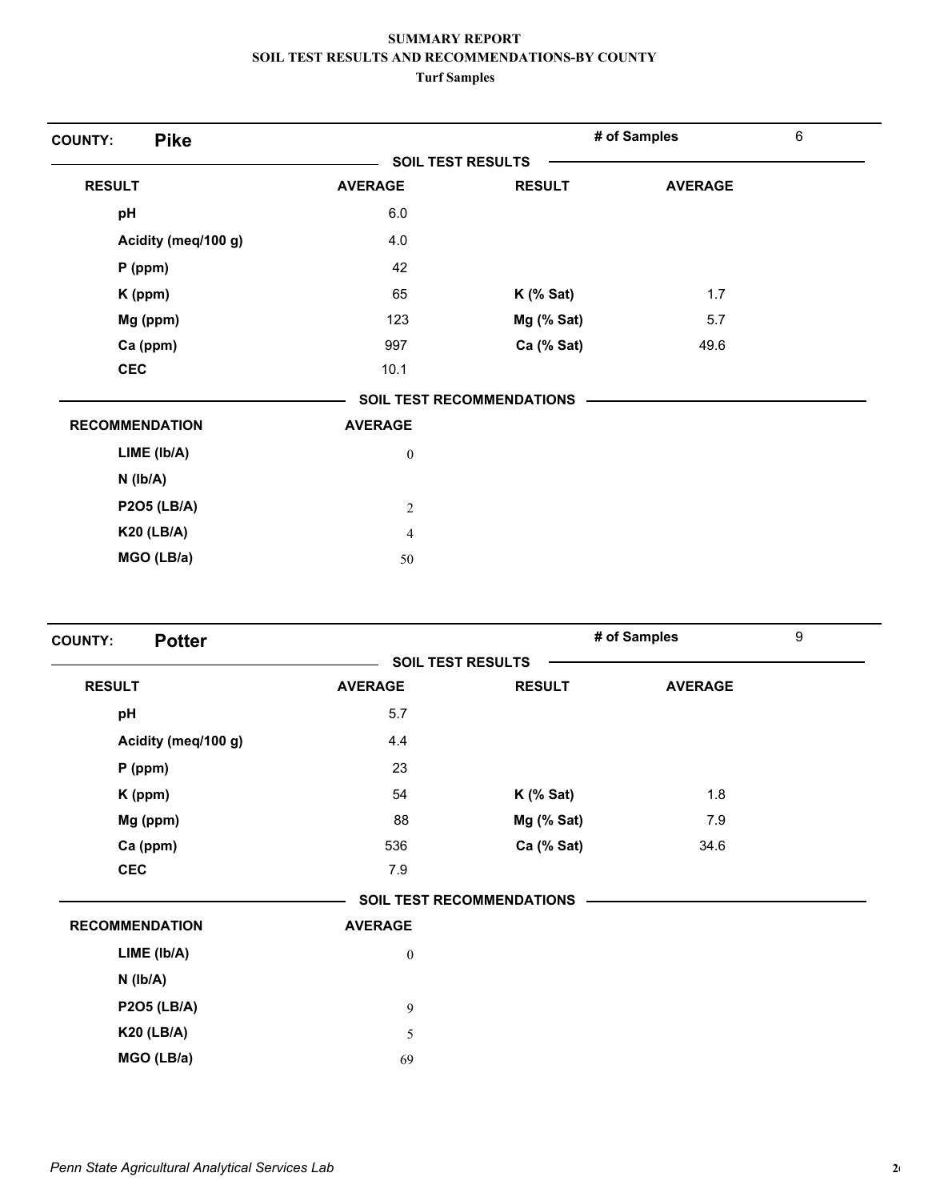**SUMMARY REPORT**
**SOIL TEST RESULTS AND RECOMMENDATIONS-BY COUNTY**
**Turf Samples**

**COUNTY: Pike** — # of Samples: 6

**SOIL TEST RESULTS**

| RESULT | AVERAGE | RESULT | AVERAGE |
|---|---|---|---|
| pH | 6.0 | | |
| Acidity (meq/100 g) | 4.0 | | |
| P (ppm) | 42 | | |
| K (ppm) | 65 | K (% Sat) | 1.7 |
| Mg (ppm) | 123 | Mg (% Sat) | 5.7 |
| Ca (ppm) | 997 | Ca (% Sat) | 49.6 |
| CEC | 10.1 | | |

**SOIL TEST RECOMMENDATIONS**

| RECOMMENDATION | AVERAGE |
|---|---|
| LIME (lb/A) | 0 |
| N (lb/A) | |
| P2O5 (LB/A) | 2 |
| K20 (LB/A) | 4 |
| MGO (LB/a) | 50 |

**COUNTY: Potter** — # of Samples: 9

**SOIL TEST RESULTS**

| RESULT | AVERAGE | RESULT | AVERAGE |
|---|---|---|---|
| pH | 5.7 | | |
| Acidity (meq/100 g) | 4.4 | | |
| P (ppm) | 23 | | |
| K (ppm) | 54 | K (% Sat) | 1.8 |
| Mg (ppm) | 88 | Mg (% Sat) | 7.9 |
| Ca (ppm) | 536 | Ca (% Sat) | 34.6 |
| CEC | 7.9 | | |

**SOIL TEST RECOMMENDATIONS**

| RECOMMENDATION | AVERAGE |
|---|---|
| LIME (lb/A) | 0 |
| N (lb/A) | |
| P2O5 (LB/A) | 9 |
| K20 (LB/A) | 5 |
| MGO (LB/a) | 69 |

*Penn State Agricultural Analytical Services Lab*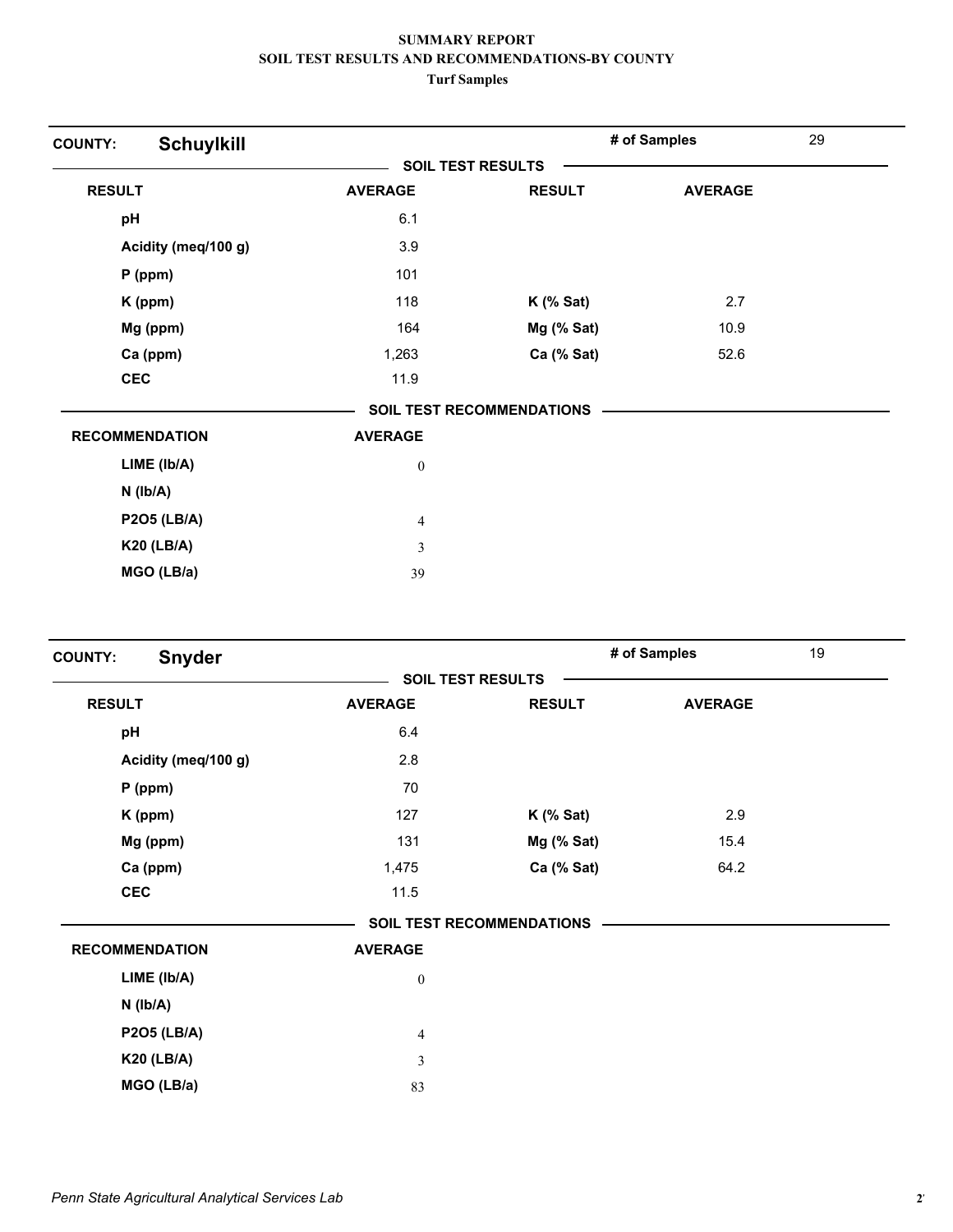**SUMMARY REPORT**
**SOIL TEST RESULTS AND RECOMMENDATIONS-BY COUNTY**
**Turf Samples**

**COUNTY: Schuylkill** — # of Samples: 29

**SOIL TEST RESULTS**

| RESULT | AVERAGE | RESULT | AVERAGE |
|---|---|---|---|
| pH | 6.1 | | |
| Acidity (meq/100 g) | 3.9 | | |
| P (ppm) | 101 | | |
| K (ppm) | 118 | K (% Sat) | 2.7 |
| Mg (ppm) | 164 | Mg (% Sat) | 10.9 |
| Ca (ppm) | 1,263 | Ca (% Sat) | 52.6 |
| CEC | 11.9 | | |

**SOIL TEST RECOMMENDATIONS**

| RECOMMENDATION | AVERAGE |
|---|---|
| LIME (lb/A) | 0 |
| N (lb/A) | |
| P2O5 (LB/A) | 4 |
| K20 (LB/A) | 3 |
| MGO (LB/a) | 39 |

**COUNTY: Snyder** — # of Samples: 19

**SOIL TEST RESULTS**

| RESULT | AVERAGE | RESULT | AVERAGE |
|---|---|---|---|
| pH | 6.4 | | |
| Acidity (meq/100 g) | 2.8 | | |
| P (ppm) | 70 | | |
| K (ppm) | 127 | K (% Sat) | 2.9 |
| Mg (ppm) | 131 | Mg (% Sat) | 15.4 |
| Ca (ppm) | 1,475 | Ca (% Sat) | 64.2 |
| CEC | 11.5 | | |

**SOIL TEST RECOMMENDATIONS**

| RECOMMENDATION | AVERAGE |
|---|---|
| LIME (lb/A) | 0 |
| N (lb/A) | |
| P2O5 (LB/A) | 4 |
| K20 (LB/A) | 3 |
| MGO (LB/a) | 83 |

*Penn State Agricultural Analytical Services Lab*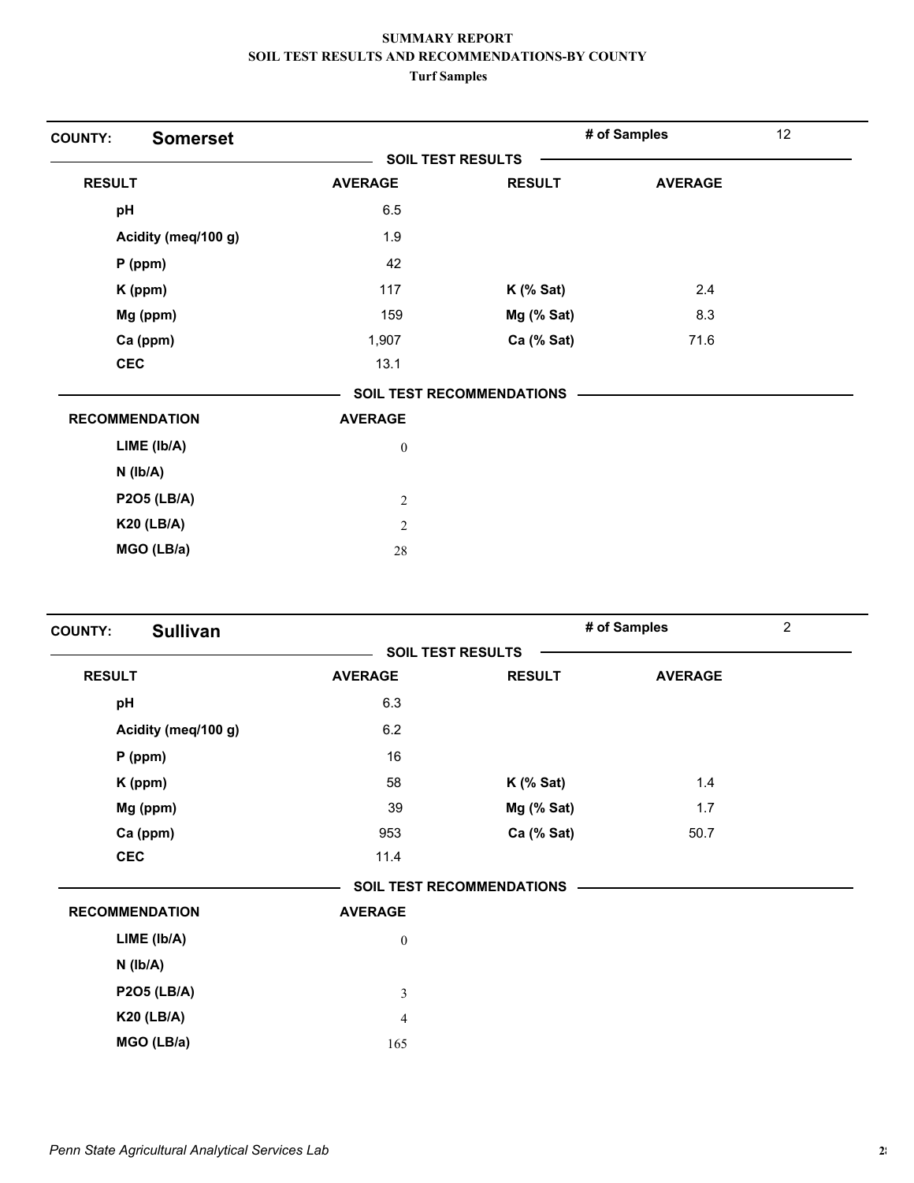**SUMMARY REPORT**
**SOIL TEST RESULTS AND RECOMMENDATIONS-BY COUNTY**
**Turf Samples**

## COUNTY: Somerset

**# of Samples** 12

**SOIL TEST RESULTS**

| RESULT | AVERAGE | RESULT | AVERAGE |
|---|---|---|---|
| pH | 6.5 | | |
| Acidity (meq/100 g) | 1.9 | | |
| P (ppm) | 42 | | |
| K (ppm) | 117 | K (% Sat) | 2.4 |
| Mg (ppm) | 159 | Mg (% Sat) | 8.3 |
| Ca (ppm) | 1,907 | Ca (% Sat) | 71.6 |
| CEC | 13.1 | | |

**SOIL TEST RECOMMENDATIONS**

| RECOMMENDATION | AVERAGE |
|---|---|
| LIME (lb/A) | 0 |
| N (lb/A) | |
| P2O5 (LB/A) | 2 |
| K20 (LB/A) | 2 |
| MGO (LB/a) | 28 |

## COUNTY: Sullivan

**# of Samples** 2

**SOIL TEST RESULTS**

| RESULT | AVERAGE | RESULT | AVERAGE |
|---|---|---|---|
| pH | 6.3 | | |
| Acidity (meq/100 g) | 6.2 | | |
| P (ppm) | 16 | | |
| K (ppm) | 58 | K (% Sat) | 1.4 |
| Mg (ppm) | 39 | Mg (% Sat) | 1.7 |
| Ca (ppm) | 953 | Ca (% Sat) | 50.7 |
| CEC | 11.4 | | |

**SOIL TEST RECOMMENDATIONS**

| RECOMMENDATION | AVERAGE |
|---|---|
| LIME (lb/A) | 0 |
| N (lb/A) | |
| P2O5 (LB/A) | 3 |
| K20 (LB/A) | 4 |
| MGO (LB/a) | 165 |

*Penn State Agricultural Analytical Services Lab*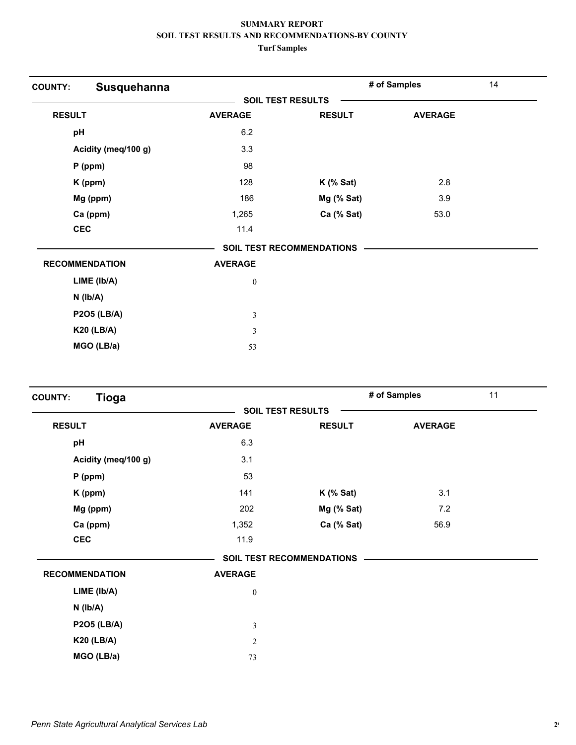**SUMMARY REPORT**
**SOIL TEST RESULTS AND RECOMMENDATIONS-BY COUNTY**
**Turf Samples**

**COUNTY: Susquehanna** — **# of Samples** 14

**SOIL TEST RESULTS**

| RESULT | AVERAGE | RESULT | AVERAGE |
|---|---|---|---|
| pH | 6.2 | | |
| Acidity (meq/100 g) | 3.3 | | |
| P (ppm) | 98 | | |
| K (ppm) | 128 | K (% Sat) | 2.8 |
| Mg (ppm) | 186 | Mg (% Sat) | 3.9 |
| Ca (ppm) | 1,265 | Ca (% Sat) | 53.0 |
| CEC | 11.4 | | |

**SOIL TEST RECOMMENDATIONS**

| RECOMMENDATION | AVERAGE |
|---|---|
| LIME (lb/A) | 0 |
| N (lb/A) | |
| P2O5 (LB/A) | 3 |
| K20 (LB/A) | 3 |
| MGO (LB/a) | 53 |

**COUNTY: Tioga** — **# of Samples** 11

**SOIL TEST RESULTS**

| RESULT | AVERAGE | RESULT | AVERAGE |
|---|---|---|---|
| pH | 6.3 | | |
| Acidity (meq/100 g) | 3.1 | | |
| P (ppm) | 53 | | |
| K (ppm) | 141 | K (% Sat) | 3.1 |
| Mg (ppm) | 202 | Mg (% Sat) | 7.2 |
| Ca (ppm) | 1,352 | Ca (% Sat) | 56.9 |
| CEC | 11.9 | | |

**SOIL TEST RECOMMENDATIONS**

| RECOMMENDATION | AVERAGE |
|---|---|
| LIME (lb/A) | 0 |
| N (lb/A) | |
| P2O5 (LB/A) | 3 |
| K20 (LB/A) | 2 |
| MGO (LB/a) | 73 |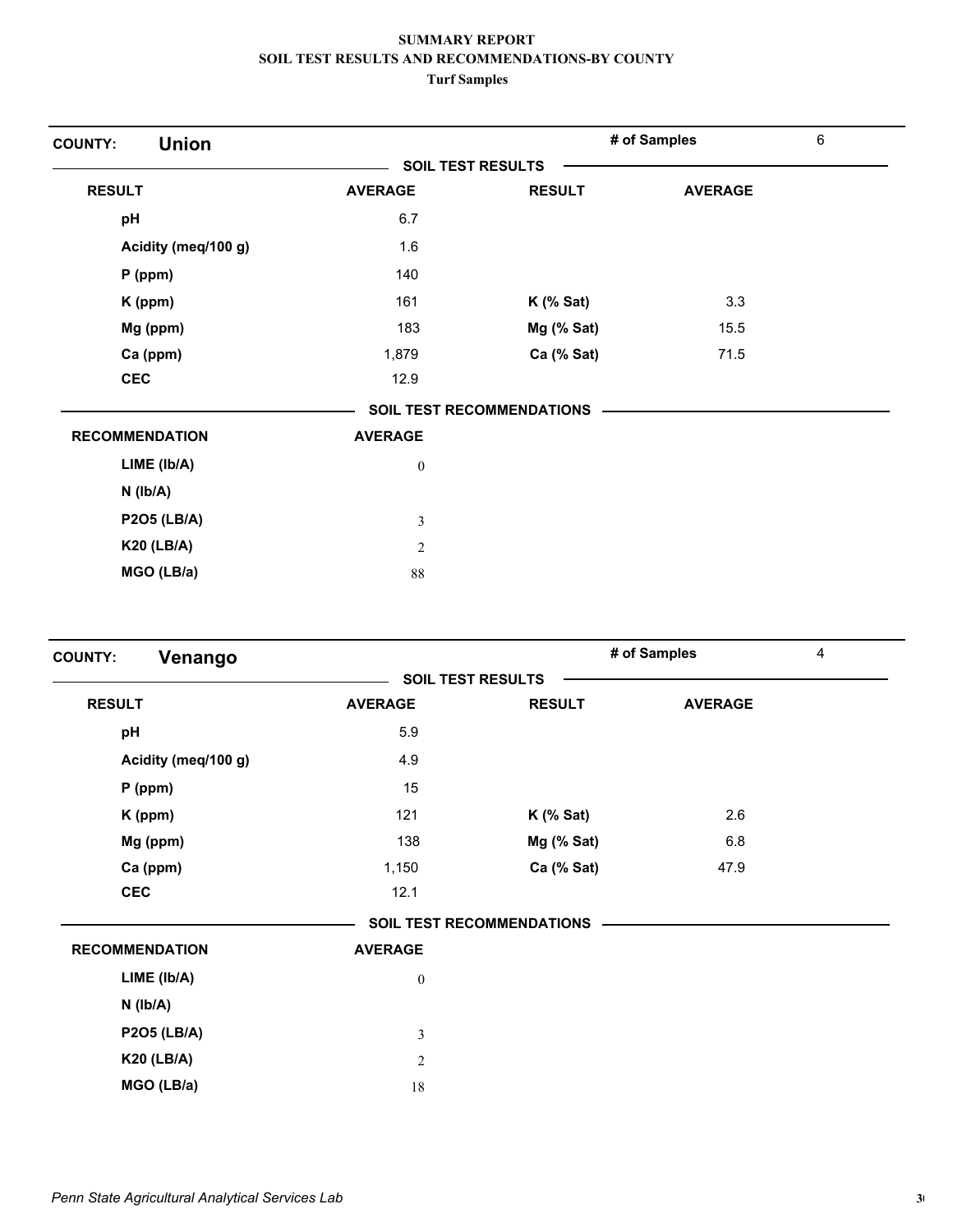**SUMMARY REPORT**
**SOIL TEST RESULTS AND RECOMMENDATIONS-BY COUNTY**
**Turf Samples**

**COUNTY: Union** — **# of Samples** 6

**SOIL TEST RESULTS**

| RESULT | AVERAGE | RESULT | AVERAGE |
|---|---|---|---|
| pH | 6.7 | | |
| Acidity (meq/100 g) | 1.6 | | |
| P (ppm) | 140 | | |
| K (ppm) | 161 | K (% Sat) | 3.3 |
| Mg (ppm) | 183 | Mg (% Sat) | 15.5 |
| Ca (ppm) | 1,879 | Ca (% Sat) | 71.5 |
| CEC | 12.9 | | |

**SOIL TEST RECOMMENDATIONS**

| RECOMMENDATION | AVERAGE |
|---|---|
| LIME (lb/A) | 0 |
| N (lb/A) | |
| P2O5 (LB/A) | 3 |
| K20 (LB/A) | 2 |
| MGO (LB/a) | 88 |

**COUNTY: Venango** — **# of Samples** 4

**SOIL TEST RESULTS**

| RESULT | AVERAGE | RESULT | AVERAGE |
|---|---|---|---|
| pH | 5.9 | | |
| Acidity (meq/100 g) | 4.9 | | |
| P (ppm) | 15 | | |
| K (ppm) | 121 | K (% Sat) | 2.6 |
| Mg (ppm) | 138 | Mg (% Sat) | 6.8 |
| Ca (ppm) | 1,150 | Ca (% Sat) | 47.9 |
| CEC | 12.1 | | |

**SOIL TEST RECOMMENDATIONS**

| RECOMMENDATION | AVERAGE |
|---|---|
| LIME (lb/A) | 0 |
| N (lb/A) | |
| P2O5 (LB/A) | 3 |
| K20 (LB/A) | 2 |
| MGO (LB/a) | 18 |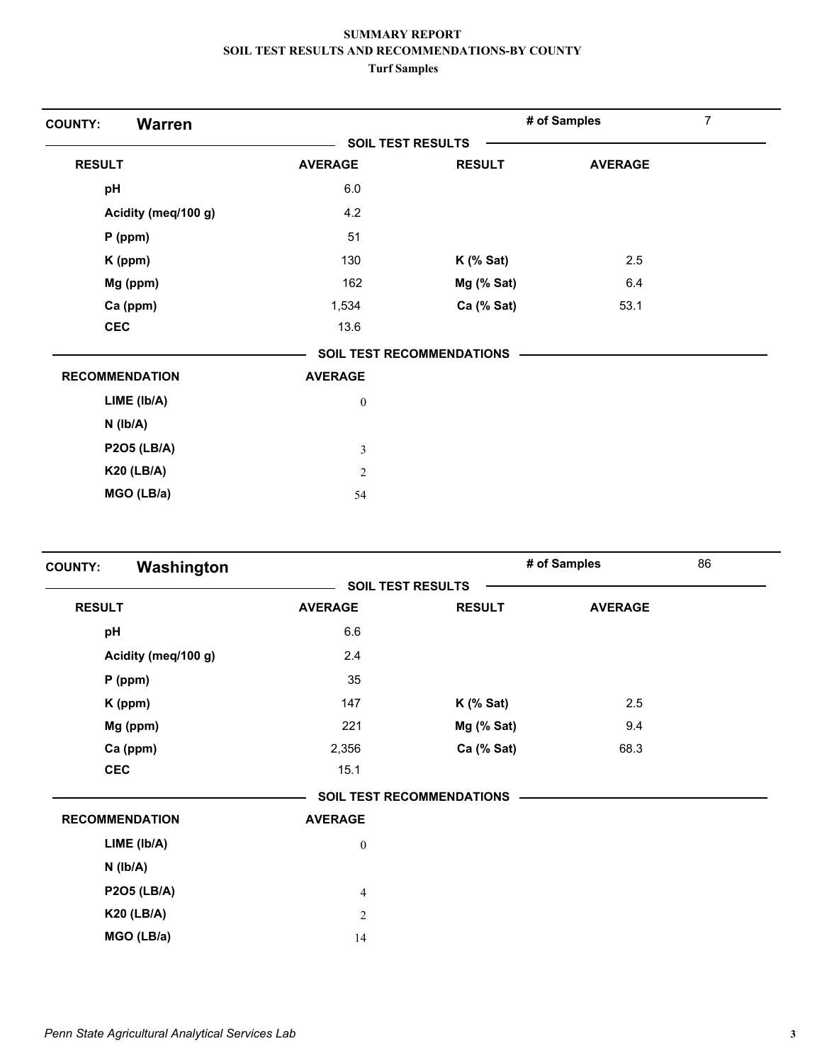**SUMMARY REPORT**
**SOIL TEST RESULTS AND RECOMMENDATIONS-BY COUNTY**
**Turf Samples**

## COUNTY: Warren

**# of Samples:** 7

### SOIL TEST RESULTS

| RESULT | AVERAGE | RESULT | AVERAGE |
|---|---|---|---|
| pH | 6.0 | | |
| Acidity (meq/100 g) | 4.2 | | |
| P (ppm) | 51 | | |
| K (ppm) | 130 | K (% Sat) | 2.5 |
| Mg (ppm) | 162 | Mg (% Sat) | 6.4 |
| Ca (ppm) | 1,534 | Ca (% Sat) | 53.1 |
| CEC | 13.6 | | |

### SOIL TEST RECOMMENDATIONS

| RECOMMENDATION | AVERAGE |
|---|---|
| LIME (lb/A) | 0 |
| N (lb/A) | |
| P2O5 (LB/A) | 3 |
| K20 (LB/A) | 2 |
| MGO (LB/a) | 54 |

## COUNTY: Washington

**# of Samples:** 86

### SOIL TEST RESULTS

| RESULT | AVERAGE | RESULT | AVERAGE |
|---|---|---|---|
| pH | 6.6 | | |
| Acidity (meq/100 g) | 2.4 | | |
| P (ppm) | 35 | | |
| K (ppm) | 147 | K (% Sat) | 2.5 |
| Mg (ppm) | 221 | Mg (% Sat) | 9.4 |
| Ca (ppm) | 2,356 | Ca (% Sat) | 68.3 |
| CEC | 15.1 | | |

### SOIL TEST RECOMMENDATIONS

| RECOMMENDATION | AVERAGE |
|---|---|
| LIME (lb/A) | 0 |
| N (lb/A) | |
| P2O5 (LB/A) | 4 |
| K20 (LB/A) | 2 |
| MGO (LB/a) | 14 |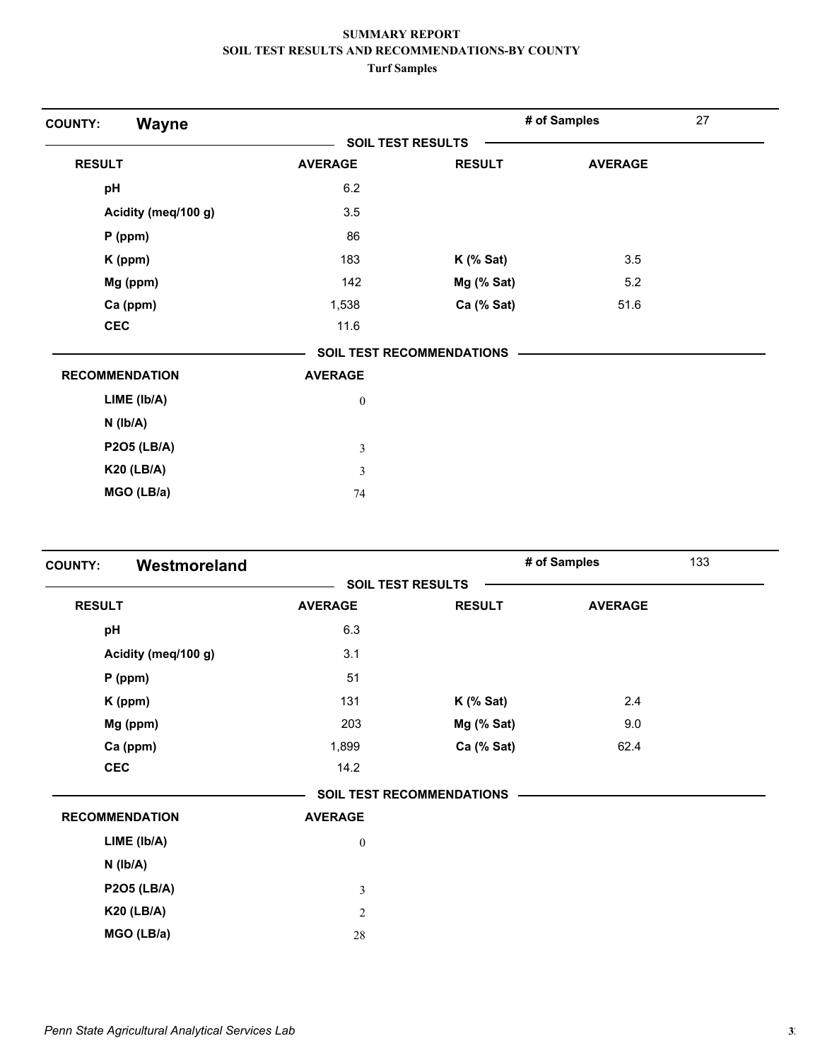**SUMMARY REPORT**
**SOIL TEST RESULTS AND RECOMMENDATIONS-BY COUNTY**
**Turf Samples**

## COUNTY: Wayne

**# of Samples** 27

### SOIL TEST RESULTS

| RESULT | AVERAGE | RESULT | AVERAGE |
|---|---|---|---|
| pH | 6.2 | | |
| Acidity (meq/100 g) | 3.5 | | |
| P (ppm) | 86 | | |
| K (ppm) | 183 | K (% Sat) | 3.5 |
| Mg (ppm) | 142 | Mg (% Sat) | 5.2 |
| Ca (ppm) | 1,538 | Ca (% Sat) | 51.6 |
| CEC | 11.6 | | |

### SOIL TEST RECOMMENDATIONS

| RECOMMENDATION | AVERAGE |
|---|---|
| LIME (lb/A) | 0 |
| N (lb/A) | |
| P2O5 (LB/A) | 3 |
| K20 (LB/A) | 3 |
| MGO (LB/a) | 74 |

## COUNTY: Westmoreland

**# of Samples** 133

### SOIL TEST RESULTS

| RESULT | AVERAGE | RESULT | AVERAGE |
|---|---|---|---|
| pH | 6.3 | | |
| Acidity (meq/100 g) | 3.1 | | |
| P (ppm) | 51 | | |
| K (ppm) | 131 | K (% Sat) | 2.4 |
| Mg (ppm) | 203 | Mg (% Sat) | 9.0 |
| Ca (ppm) | 1,899 | Ca (% Sat) | 62.4 |
| CEC | 14.2 | | |

### SOIL TEST RECOMMENDATIONS

| RECOMMENDATION | AVERAGE |
|---|---|
| LIME (lb/A) | 0 |
| N (lb/A) | |
| P2O5 (LB/A) | 3 |
| K20 (LB/A) | 2 |
| MGO (LB/a) | 28 |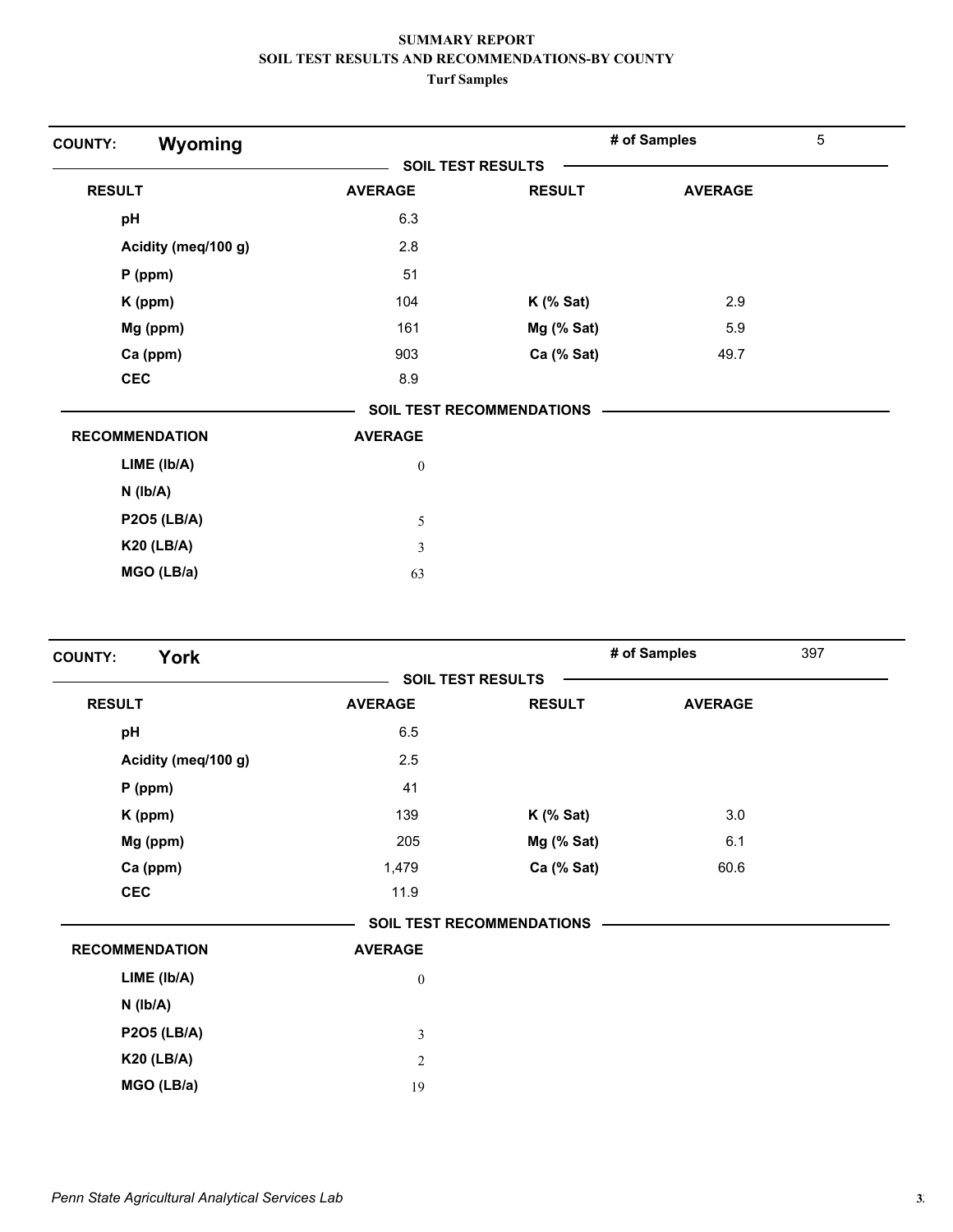**SUMMARY REPORT**
**SOIL TEST RESULTS AND RECOMMENDATIONS-BY COUNTY**
**Turf Samples**

**COUNTY: Wyoming** — **# of Samples** 5

**SOIL TEST RESULTS**

| RESULT | AVERAGE | RESULT | AVERAGE |
|---|---|---|---|
| pH | 6.3 | | |
| Acidity (meq/100 g) | 2.8 | | |
| P (ppm) | 51 | | |
| K (ppm) | 104 | K (% Sat) | 2.9 |
| Mg (ppm) | 161 | Mg (% Sat) | 5.9 |
| Ca (ppm) | 903 | Ca (% Sat) | 49.7 |
| CEC | 8.9 | | |

**SOIL TEST RECOMMENDATIONS**

| RECOMMENDATION | AVERAGE |
|---|---|
| LIME (lb/A) | 0 |
| N (lb/A) | |
| P2O5 (LB/A) | 5 |
| K20 (LB/A) | 3 |
| MGO (LB/a) | 63 |

**COUNTY: York** — **# of Samples** 397

**SOIL TEST RESULTS**

| RESULT | AVERAGE | RESULT | AVERAGE |
|---|---|---|---|
| pH | 6.5 | | |
| Acidity (meq/100 g) | 2.5 | | |
| P (ppm) | 41 | | |
| K (ppm) | 139 | K (% Sat) | 3.0 |
| Mg (ppm) | 205 | Mg (% Sat) | 6.1 |
| Ca (ppm) | 1,479 | Ca (% Sat) | 60.6 |
| CEC | 11.9 | | |

**SOIL TEST RECOMMENDATIONS**

| RECOMMENDATION | AVERAGE |
|---|---|
| LIME (lb/A) | 0 |
| N (lb/A) | |
| P2O5 (LB/A) | 3 |
| K20 (LB/A) | 2 |
| MGO (LB/a) | 19 |

*Penn State Agricultural Analytical Services Lab*